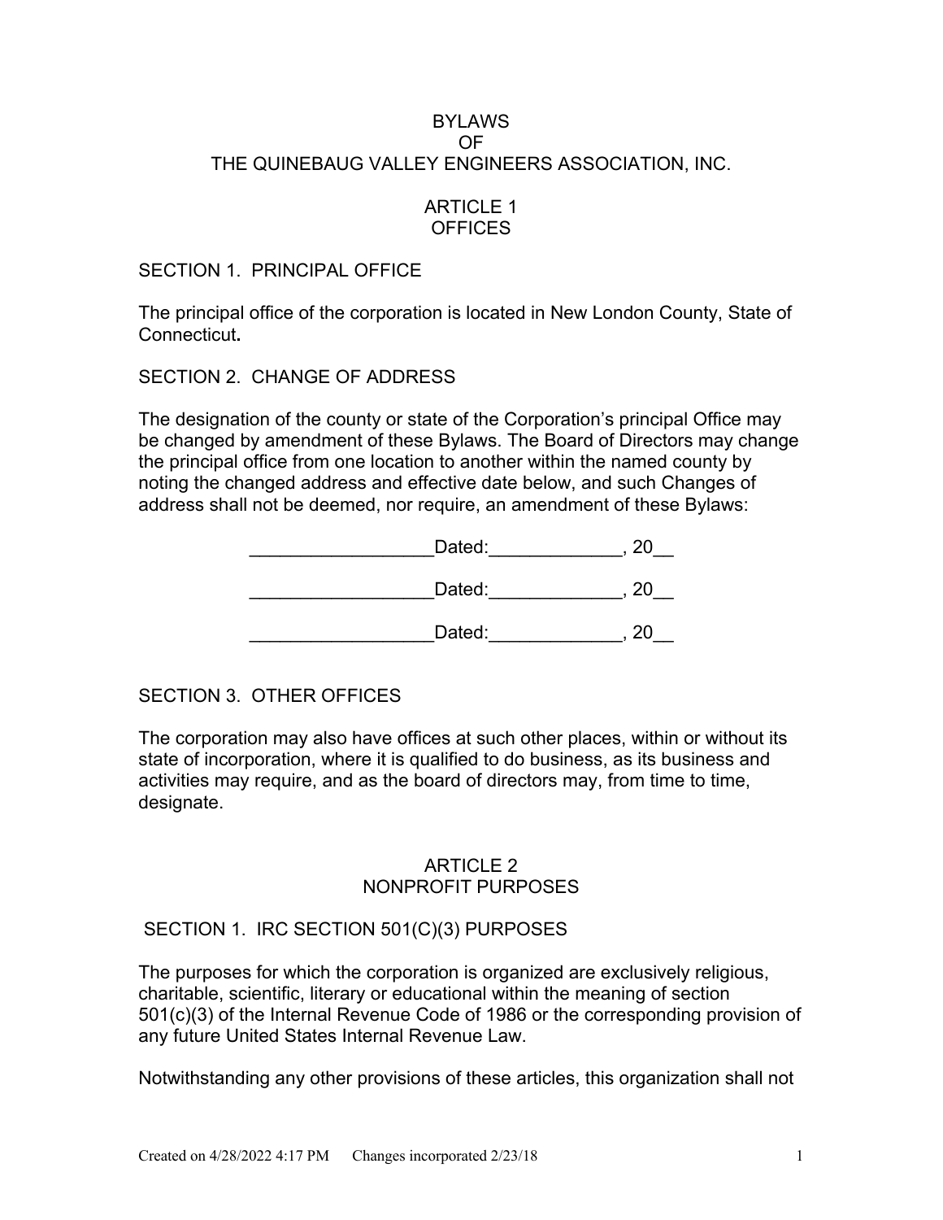# BYLAWS
# OF
# THE QUINEBAUG VALLEY ENGINEERS ASSOCIATION, INC.

## ARTICLE 1
## OFFICES

### SECTION 1. PRINCIPAL OFFICE

The principal office of the corporation is located in New London County, State of Connecticut**.**

### SECTION 2. CHANGE OF ADDRESS

The designation of the county or state of the Corporation's principal Office may be changed by amendment of these Bylaws. The Board of Directors may change the principal office from one location to another within the named county by noting the changed address and effective date below, and such Changes of address shall not be deemed, nor require, an amendment of these Bylaws:

__________________Dated:_____________, 20__

__________________Dated:_____________, 20__

__________________Dated:_____________, 20__

### SECTION 3. OTHER OFFICES

The corporation may also have offices at such other places, within or without its state of incorporation, where it is qualified to do business, as its business and activities may require, and as the board of directors may, from time to time, designate.

## ARTICLE 2
## NONPROFIT PURPOSES

### SECTION 1. IRC SECTION 501(C)(3) PURPOSES

The purposes for which the corporation is organized are exclusively religious, charitable, scientific, literary or educational within the meaning of section 501(c)(3) of the Internal Revenue Code of 1986 or the corresponding provision of any future United States Internal Revenue Law.

Notwithstanding any other provisions of these articles, this organization shall not

Created on 4/28/2022 4:17 PM Changes incorporated 2/23/18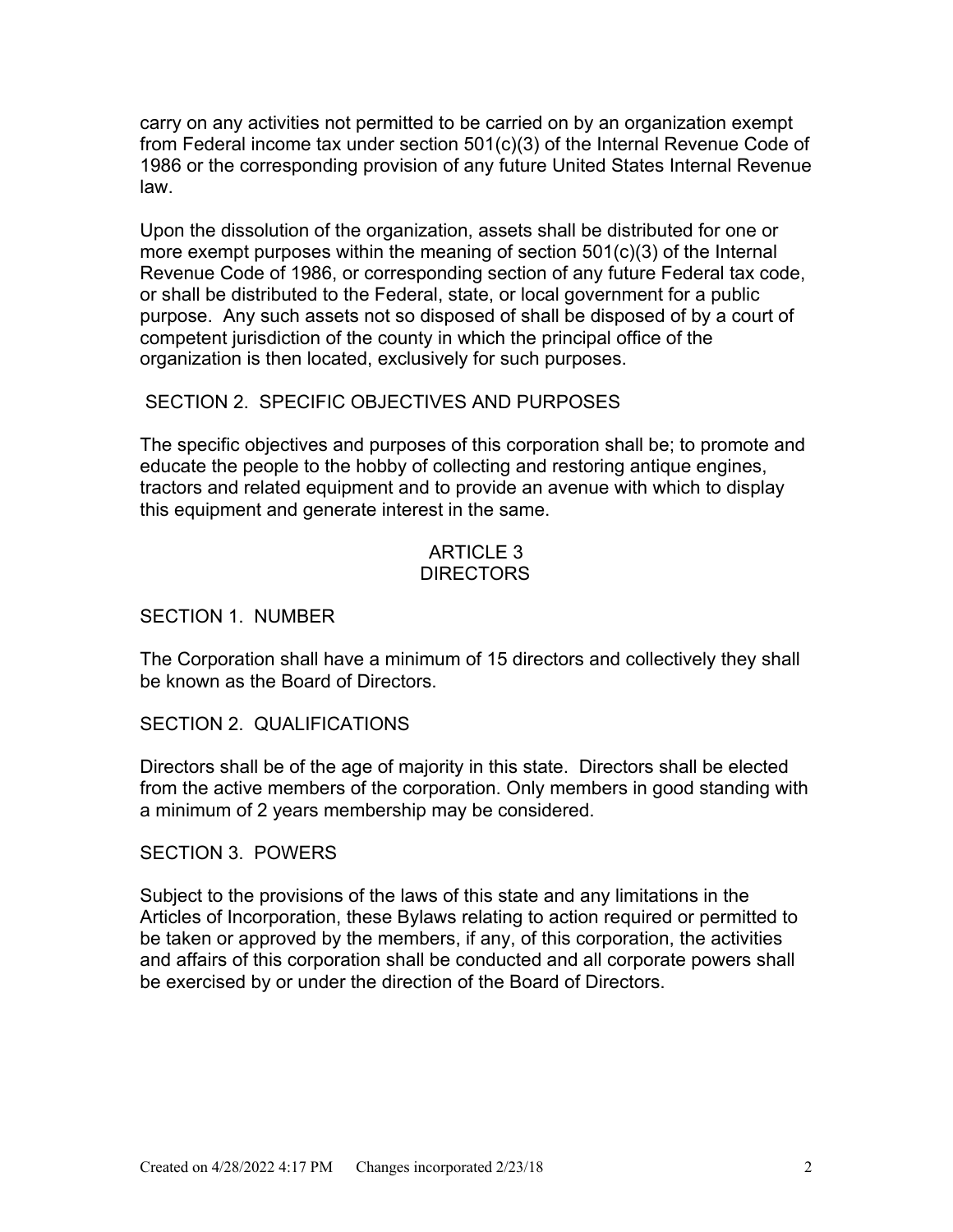carry on any activities not permitted to be carried on by an organization exempt from Federal income tax under section 501(c)(3) of the Internal Revenue Code of 1986 or the corresponding provision of any future United States Internal Revenue law.

Upon the dissolution of the organization, assets shall be distributed for one or more exempt purposes within the meaning of section 501(c)(3) of the Internal Revenue Code of 1986, or corresponding section of any future Federal tax code, or shall be distributed to the Federal, state, or local government for a public purpose. Any such assets not so disposed of shall be disposed of by a court of competent jurisdiction of the county in which the principal office of the organization is then located, exclusively for such purposes.

## SECTION 2. SPECIFIC OBJECTIVES AND PURPOSES

The specific objectives and purposes of this corporation shall be; to promote and educate the people to the hobby of collecting and restoring antique engines, tractors and related equipment and to provide an avenue with which to display this equipment and generate interest in the same.

# ARTICLE 3
# DIRECTORS

## SECTION 1. NUMBER

The Corporation shall have a minimum of 15 directors and collectively they shall be known as the Board of Directors.

## SECTION 2. QUALIFICATIONS

Directors shall be of the age of majority in this state. Directors shall be elected from the active members of the corporation. Only members in good standing with a minimum of 2 years membership may be considered.

## SECTION 3. POWERS

Subject to the provisions of the laws of this state and any limitations in the Articles of Incorporation, these Bylaws relating to action required or permitted to be taken or approved by the members, if any, of this corporation, the activities and affairs of this corporation shall be conducted and all corporate powers shall be exercised by or under the direction of the Board of Directors.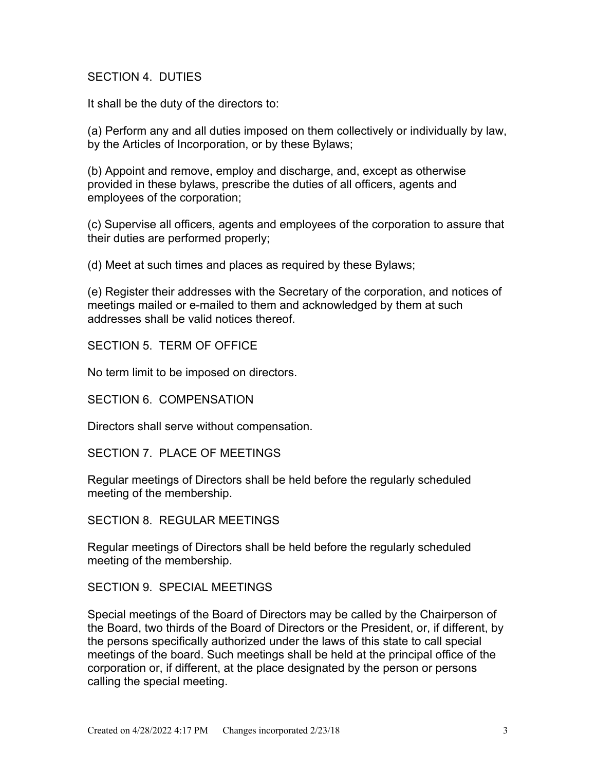## SECTION 4. DUTIES

It shall be the duty of the directors to:

(a) Perform any and all duties imposed on them collectively or individually by law, by the Articles of Incorporation, or by these Bylaws;

(b) Appoint and remove, employ and discharge, and, except as otherwise provided in these bylaws, prescribe the duties of all officers, agents and employees of the corporation;

(c) Supervise all officers, agents and employees of the corporation to assure that their duties are performed properly;

(d) Meet at such times and places as required by these Bylaws;

(e) Register their addresses with the Secretary of the corporation, and notices of meetings mailed or e-mailed to them and acknowledged by them at such addresses shall be valid notices thereof.

## SECTION 5. TERM OF OFFICE

No term limit to be imposed on directors.

## SECTION 6. COMPENSATION

Directors shall serve without compensation.

## SECTION 7. PLACE OF MEETINGS

Regular meetings of Directors shall be held before the regularly scheduled meeting of the membership.

## SECTION 8. REGULAR MEETINGS

Regular meetings of Directors shall be held before the regularly scheduled meeting of the membership.

## SECTION 9. SPECIAL MEETINGS

Special meetings of the Board of Directors may be called by the Chairperson of the Board, two thirds of the Board of Directors or the President, or, if different, by the persons specifically authorized under the laws of this state to call special meetings of the board. Such meetings shall be held at the principal office of the corporation or, if different, at the place designated by the person or persons calling the special meeting.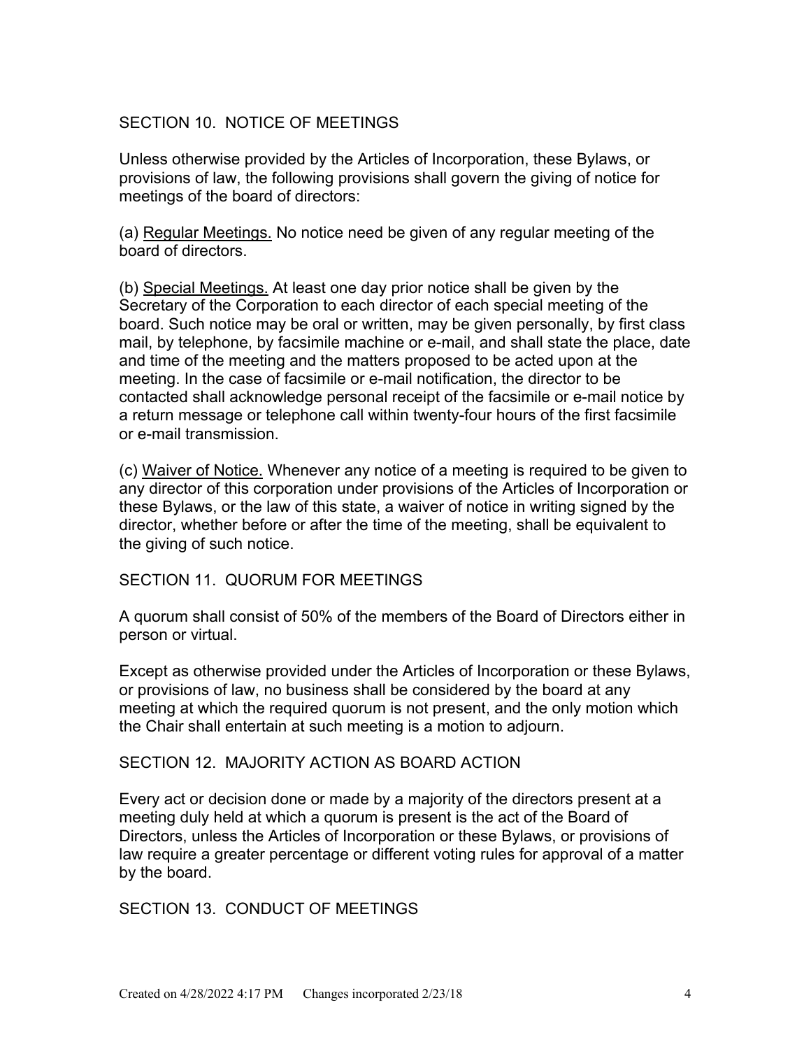## SECTION 10. NOTICE OF MEETINGS

Unless otherwise provided by the Articles of Incorporation, these Bylaws, or provisions of law, the following provisions shall govern the giving of notice for meetings of the board of directors:

(a) Regular Meetings. No notice need be given of any regular meeting of the board of directors.

(b) Special Meetings. At least one day prior notice shall be given by the Secretary of the Corporation to each director of each special meeting of the board. Such notice may be oral or written, may be given personally, by first class mail, by telephone, by facsimile machine or e-mail, and shall state the place, date and time of the meeting and the matters proposed to be acted upon at the meeting. In the case of facsimile or e-mail notification, the director to be contacted shall acknowledge personal receipt of the facsimile or e-mail notice by a return message or telephone call within twenty-four hours of the first facsimile or e-mail transmission.

(c) Waiver of Notice. Whenever any notice of a meeting is required to be given to any director of this corporation under provisions of the Articles of Incorporation or these Bylaws, or the law of this state, a waiver of notice in writing signed by the director, whether before or after the time of the meeting, shall be equivalent to the giving of such notice.

## SECTION 11. QUORUM FOR MEETINGS

A quorum shall consist of 50% of the members of the Board of Directors either in person or virtual.

Except as otherwise provided under the Articles of Incorporation or these Bylaws, or provisions of law, no business shall be considered by the board at any meeting at which the required quorum is not present, and the only motion which the Chair shall entertain at such meeting is a motion to adjourn.

## SECTION 12. MAJORITY ACTION AS BOARD ACTION

Every act or decision done or made by a majority of the directors present at a meeting duly held at which a quorum is present is the act of the Board of Directors, unless the Articles of Incorporation or these Bylaws, or provisions of law require a greater percentage or different voting rules for approval of a matter by the board.

## SECTION 13. CONDUCT OF MEETINGS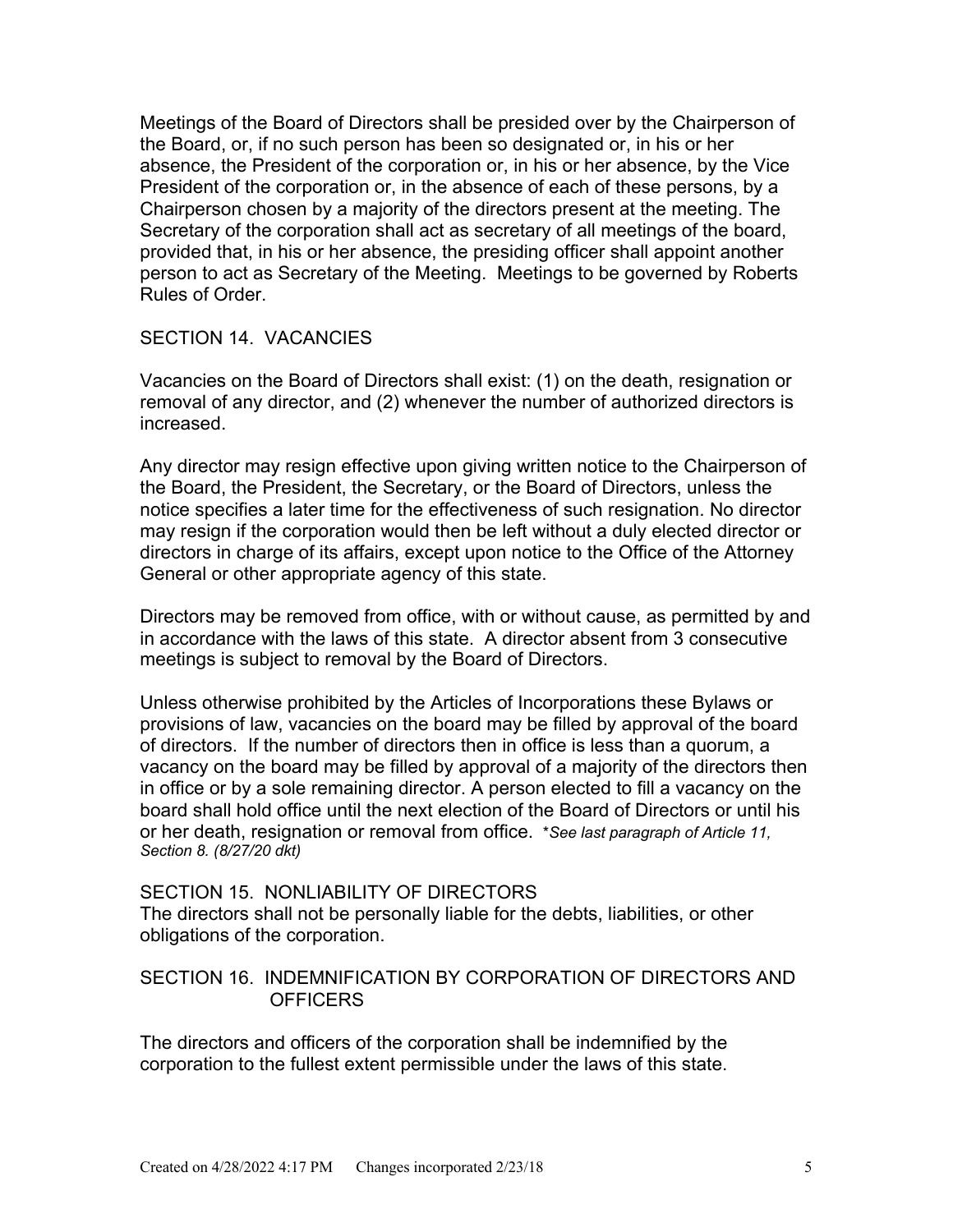Meetings of the Board of Directors shall be presided over by the Chairperson of the Board, or, if no such person has been so designated or, in his or her absence, the President of the corporation or, in his or her absence, by the Vice President of the corporation or, in the absence of each of these persons, by a Chairperson chosen by a majority of the directors present at the meeting. The Secretary of the corporation shall act as secretary of all meetings of the board, provided that, in his or her absence, the presiding officer shall appoint another person to act as Secretary of the Meeting. Meetings to be governed by Roberts Rules of Order.

## SECTION 14. VACANCIES

Vacancies on the Board of Directors shall exist: (1) on the death, resignation or removal of any director, and (2) whenever the number of authorized directors is increased.

Any director may resign effective upon giving written notice to the Chairperson of the Board, the President, the Secretary, or the Board of Directors, unless the notice specifies a later time for the effectiveness of such resignation. No director may resign if the corporation would then be left without a duly elected director or directors in charge of its affairs, except upon notice to the Office of the Attorney General or other appropriate agency of this state.

Directors may be removed from office, with or without cause, as permitted by and in accordance with the laws of this state. A director absent from 3 consecutive meetings is subject to removal by the Board of Directors.

Unless otherwise prohibited by the Articles of Incorporations these Bylaws or provisions of law, vacancies on the board may be filled by approval of the board of directors. If the number of directors then in office is less than a quorum, a vacancy on the board may be filled by approval of a majority of the directors then in office or by a sole remaining director. A person elected to fill a vacancy on the board shall hold office until the next election of the Board of Directors or until his or her death, resignation or removal from office. *\*See last paragraph of Article 11, Section 8. (8/27/20 dkt)*

## SECTION 15. NONLIABILITY OF DIRECTORS

The directors shall not be personally liable for the debts, liabilities, or other obligations of the corporation.

## SECTION 16. INDEMNIFICATION BY CORPORATION OF DIRECTORS AND OFFICERS

The directors and officers of the corporation shall be indemnified by the corporation to the fullest extent permissible under the laws of this state.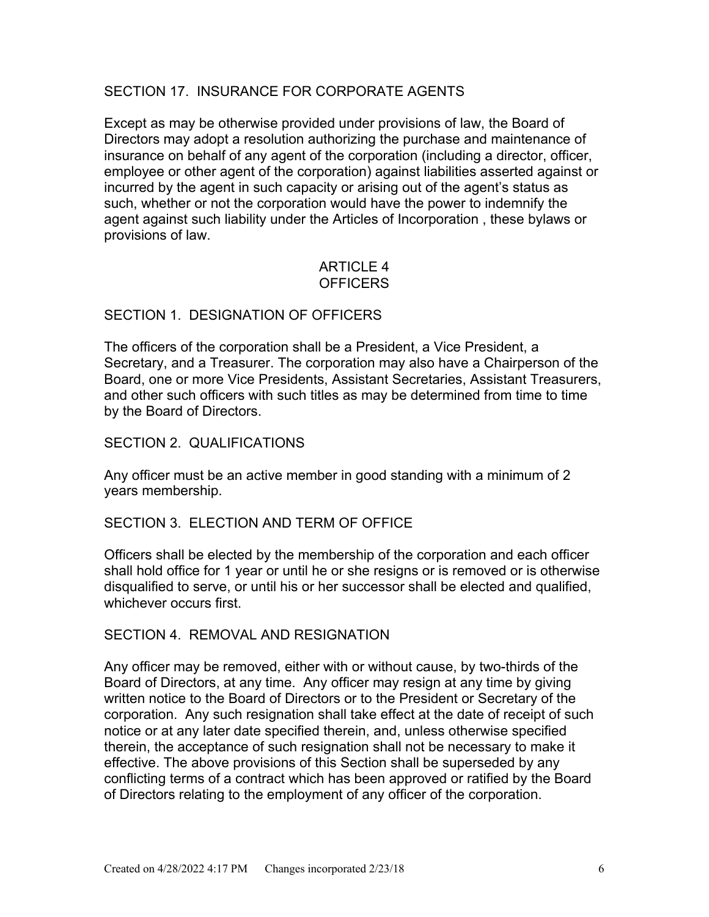## SECTION 17. INSURANCE FOR CORPORATE AGENTS

Except as may be otherwise provided under provisions of law, the Board of Directors may adopt a resolution authorizing the purchase and maintenance of insurance on behalf of any agent of the corporation (including a director, officer, employee or other agent of the corporation) against liabilities asserted against or incurred by the agent in such capacity or arising out of the agent's status as such, whether or not the corporation would have the power to indemnify the agent against such liability under the Articles of Incorporation , these bylaws or provisions of law.

# ARTICLE 4
# OFFICERS

## SECTION 1. DESIGNATION OF OFFICERS

The officers of the corporation shall be a President, a Vice President, a Secretary, and a Treasurer. The corporation may also have a Chairperson of the Board, one or more Vice Presidents, Assistant Secretaries, Assistant Treasurers, and other such officers with such titles as may be determined from time to time by the Board of Directors.

## SECTION 2. QUALIFICATIONS

Any officer must be an active member in good standing with a minimum of 2 years membership.

## SECTION 3. ELECTION AND TERM OF OFFICE

Officers shall be elected by the membership of the corporation and each officer shall hold office for 1 year or until he or she resigns or is removed or is otherwise disqualified to serve, or until his or her successor shall be elected and qualified, whichever occurs first.

## SECTION 4. REMOVAL AND RESIGNATION

Any officer may be removed, either with or without cause, by two-thirds of the Board of Directors, at any time. Any officer may resign at any time by giving written notice to the Board of Directors or to the President or Secretary of the corporation. Any such resignation shall take effect at the date of receipt of such notice or at any later date specified therein, and, unless otherwise specified therein, the acceptance of such resignation shall not be necessary to make it effective. The above provisions of this Section shall be superseded by any conflicting terms of a contract which has been approved or ratified by the Board of Directors relating to the employment of any officer of the corporation.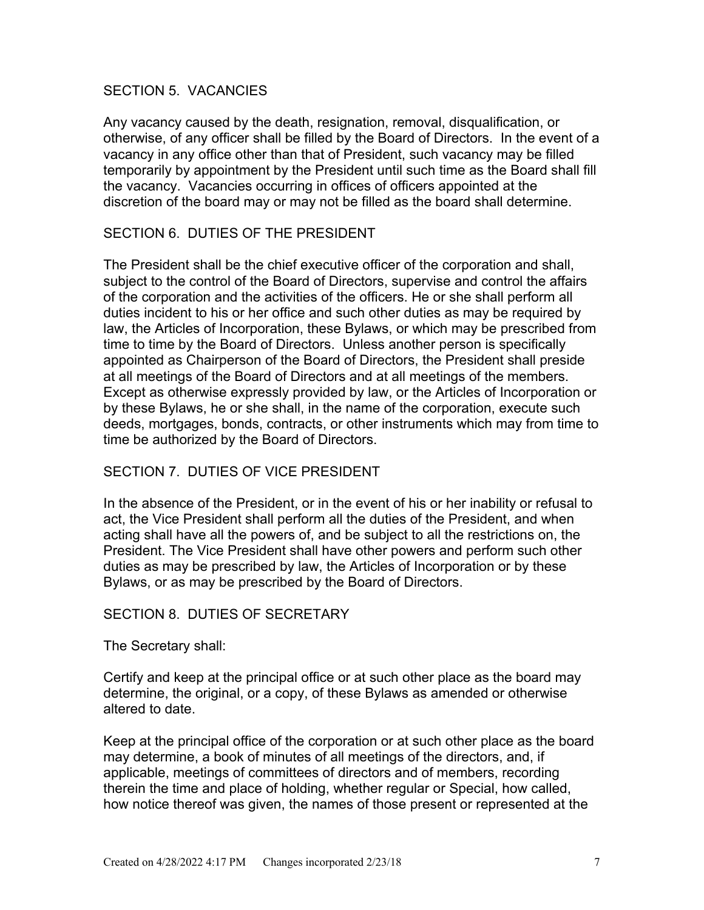## SECTION 5. VACANCIES

Any vacancy caused by the death, resignation, removal, disqualification, or otherwise, of any officer shall be filled by the Board of Directors. In the event of a vacancy in any office other than that of President, such vacancy may be filled temporarily by appointment by the President until such time as the Board shall fill the vacancy. Vacancies occurring in offices of officers appointed at the discretion of the board may or may not be filled as the board shall determine.

## SECTION 6. DUTIES OF THE PRESIDENT

The President shall be the chief executive officer of the corporation and shall, subject to the control of the Board of Directors, supervise and control the affairs of the corporation and the activities of the officers. He or she shall perform all duties incident to his or her office and such other duties as may be required by law, the Articles of Incorporation, these Bylaws, or which may be prescribed from time to time by the Board of Directors. Unless another person is specifically appointed as Chairperson of the Board of Directors, the President shall preside at all meetings of the Board of Directors and at all meetings of the members. Except as otherwise expressly provided by law, or the Articles of Incorporation or by these Bylaws, he or she shall, in the name of the corporation, execute such deeds, mortgages, bonds, contracts, or other instruments which may from time to time be authorized by the Board of Directors.

## SECTION 7. DUTIES OF VICE PRESIDENT

In the absence of the President, or in the event of his or her inability or refusal to act, the Vice President shall perform all the duties of the President, and when acting shall have all the powers of, and be subject to all the restrictions on, the President. The Vice President shall have other powers and perform such other duties as may be prescribed by law, the Articles of Incorporation or by these Bylaws, or as may be prescribed by the Board of Directors.

## SECTION 8. DUTIES OF SECRETARY

The Secretary shall:

Certify and keep at the principal office or at such other place as the board may determine, the original, or a copy, of these Bylaws as amended or otherwise altered to date.

Keep at the principal office of the corporation or at such other place as the board may determine, a book of minutes of all meetings of the directors, and, if applicable, meetings of committees of directors and of members, recording therein the time and place of holding, whether regular or Special, how called, how notice thereof was given, the names of those present or represented at the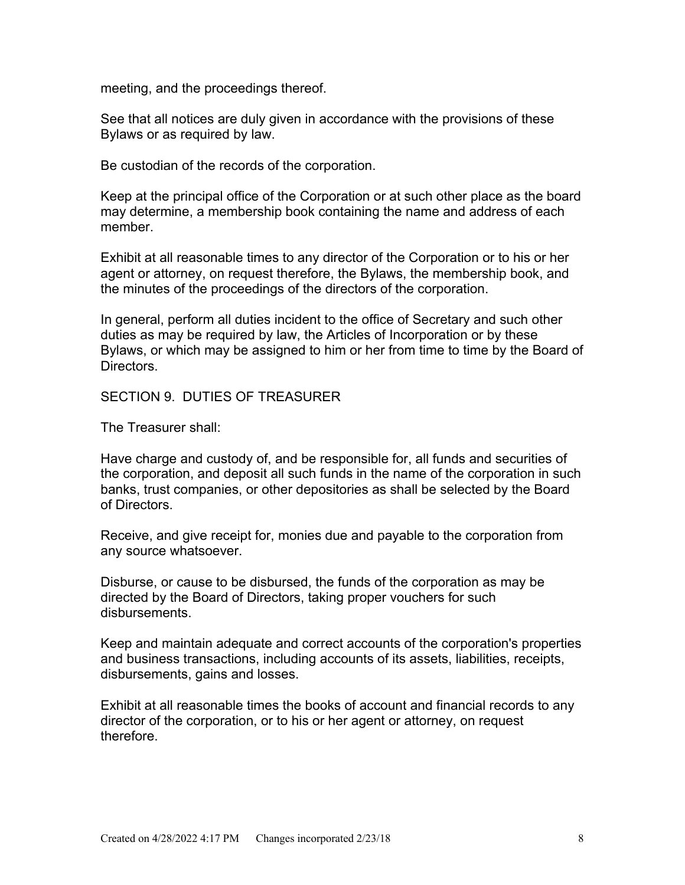meeting, and the proceedings thereof.

See that all notices are duly given in accordance with the provisions of these Bylaws or as required by law.

Be custodian of the records of the corporation.

Keep at the principal office of the Corporation or at such other place as the board may determine, a membership book containing the name and address of each member.

Exhibit at all reasonable times to any director of the Corporation or to his or her agent or attorney, on request therefore, the Bylaws, the membership book, and the minutes of the proceedings of the directors of the corporation.

In general, perform all duties incident to the office of Secretary and such other duties as may be required by law, the Articles of Incorporation or by these Bylaws, or which may be assigned to him or her from time to time by the Board of Directors.

## SECTION 9. DUTIES OF TREASURER

The Treasurer shall:

Have charge and custody of, and be responsible for, all funds and securities of the corporation, and deposit all such funds in the name of the corporation in such banks, trust companies, or other depositories as shall be selected by the Board of Directors.

Receive, and give receipt for, monies due and payable to the corporation from any source whatsoever.

Disburse, or cause to be disbursed, the funds of the corporation as may be directed by the Board of Directors, taking proper vouchers for such disbursements.

Keep and maintain adequate and correct accounts of the corporation's properties and business transactions, including accounts of its assets, liabilities, receipts, disbursements, gains and losses.

Exhibit at all reasonable times the books of account and financial records to any director of the corporation, or to his or her agent or attorney, on request therefore.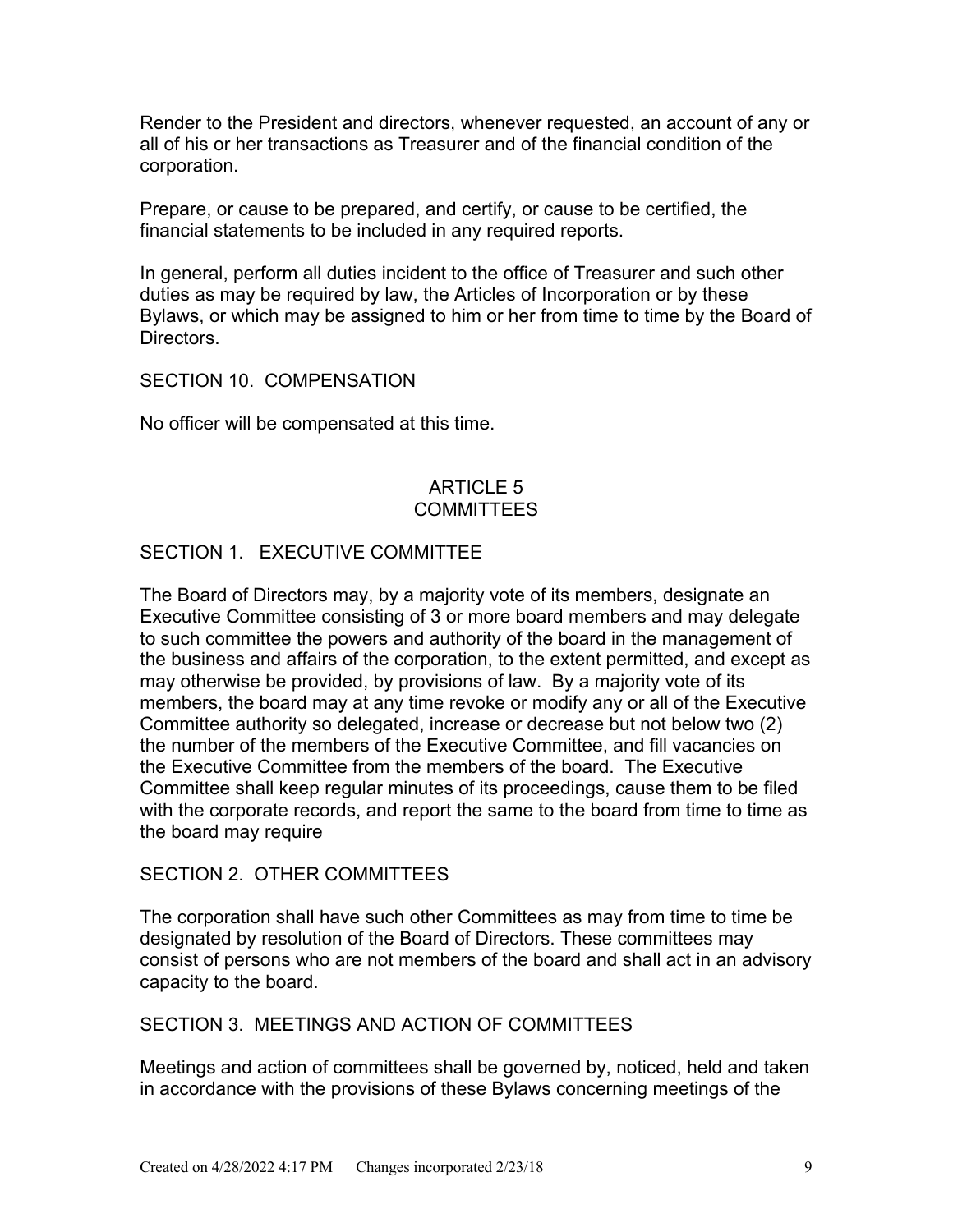Render to the President and directors, whenever requested, an account of any or all of his or her transactions as Treasurer and of the financial condition of the corporation.

Prepare, or cause to be prepared, and certify, or cause to be certified, the financial statements to be included in any required reports.

In general, perform all duties incident to the office of Treasurer and such other duties as may be required by law, the Articles of Incorporation or by these Bylaws, or which may be assigned to him or her from time to time by the Board of Directors.

### SECTION 10. COMPENSATION

No officer will be compensated at this time.

## ARTICLE 5
## COMMITTEES

### SECTION 1. EXECUTIVE COMMITTEE

The Board of Directors may, by a majority vote of its members, designate an Executive Committee consisting of 3 or more board members and may delegate to such committee the powers and authority of the board in the management of the business and affairs of the corporation, to the extent permitted, and except as may otherwise be provided, by provisions of law. By a majority vote of its members, the board may at any time revoke or modify any or all of the Executive Committee authority so delegated, increase or decrease but not below two (2) the number of the members of the Executive Committee, and fill vacancies on the Executive Committee from the members of the board. The Executive Committee shall keep regular minutes of its proceedings, cause them to be filed with the corporate records, and report the same to the board from time to time as the board may require

### SECTION 2. OTHER COMMITTEES

The corporation shall have such other Committees as may from time to time be designated by resolution of the Board of Directors. These committees may consist of persons who are not members of the board and shall act in an advisory capacity to the board.

### SECTION 3. MEETINGS AND ACTION OF COMMITTEES

Meetings and action of committees shall be governed by, noticed, held and taken in accordance with the provisions of these Bylaws concerning meetings of the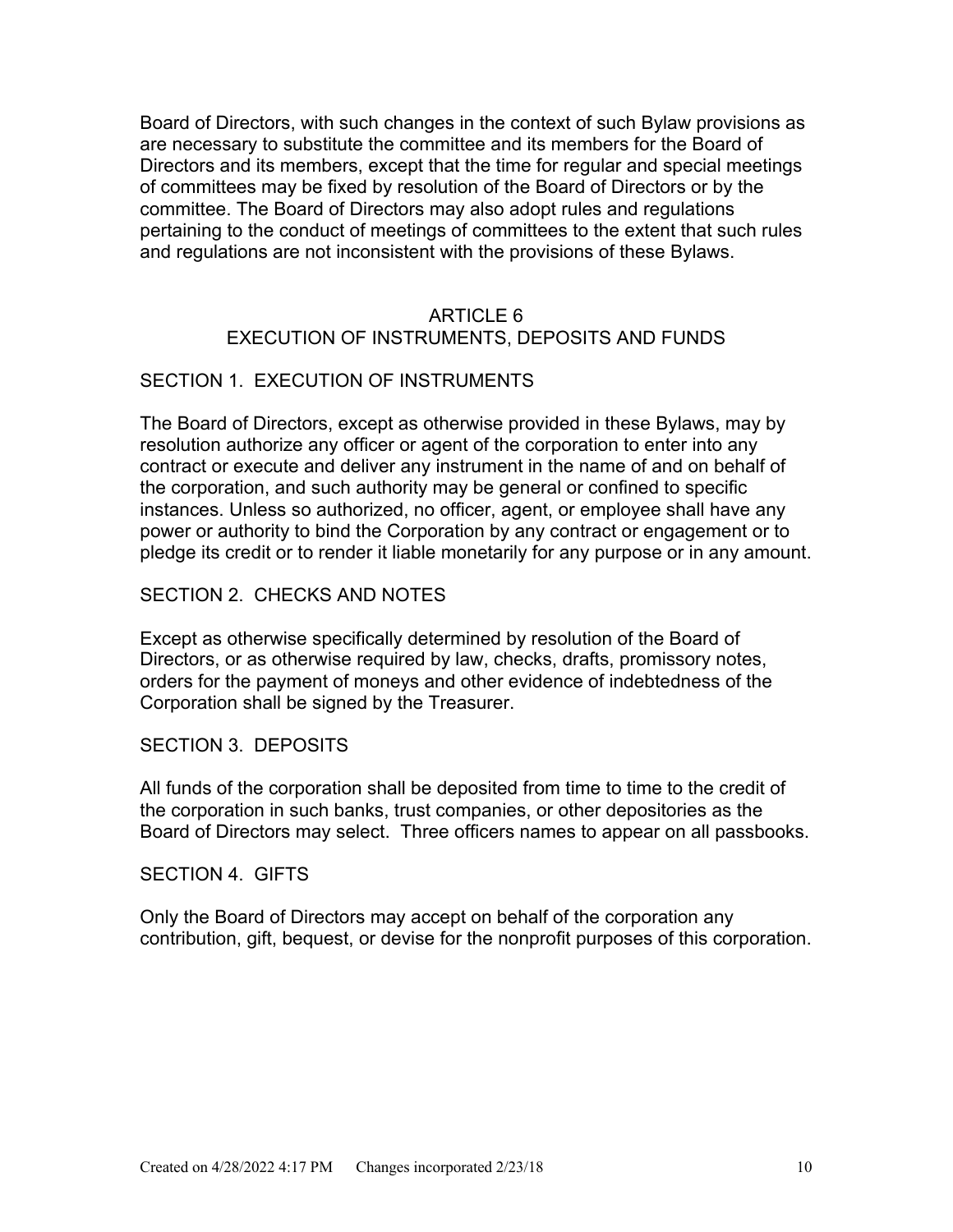Board of Directors, with such changes in the context of such Bylaw provisions as are necessary to substitute the committee and its members for the Board of Directors and its members, except that the time for regular and special meetings of committees may be fixed by resolution of the Board of Directors or by the committee. The Board of Directors may also adopt rules and regulations pertaining to the conduct of meetings of committees to the extent that such rules and regulations are not inconsistent with the provisions of these Bylaws.

## ARTICLE 6
## EXECUTION OF INSTRUMENTS, DEPOSITS AND FUNDS

### SECTION 1. EXECUTION OF INSTRUMENTS

The Board of Directors, except as otherwise provided in these Bylaws, may by resolution authorize any officer or agent of the corporation to enter into any contract or execute and deliver any instrument in the name of and on behalf of the corporation, and such authority may be general or confined to specific instances. Unless so authorized, no officer, agent, or employee shall have any power or authority to bind the Corporation by any contract or engagement or to pledge its credit or to render it liable monetarily for any purpose or in any amount.

### SECTION 2. CHECKS AND NOTES

Except as otherwise specifically determined by resolution of the Board of Directors, or as otherwise required by law, checks, drafts, promissory notes, orders for the payment of moneys and other evidence of indebtedness of the Corporation shall be signed by the Treasurer.

### SECTION 3. DEPOSITS

All funds of the corporation shall be deposited from time to time to the credit of the corporation in such banks, trust companies, or other depositories as the Board of Directors may select. Three officers names to appear on all passbooks.

### SECTION 4. GIFTS

Only the Board of Directors may accept on behalf of the corporation any contribution, gift, bequest, or devise for the nonprofit purposes of this corporation.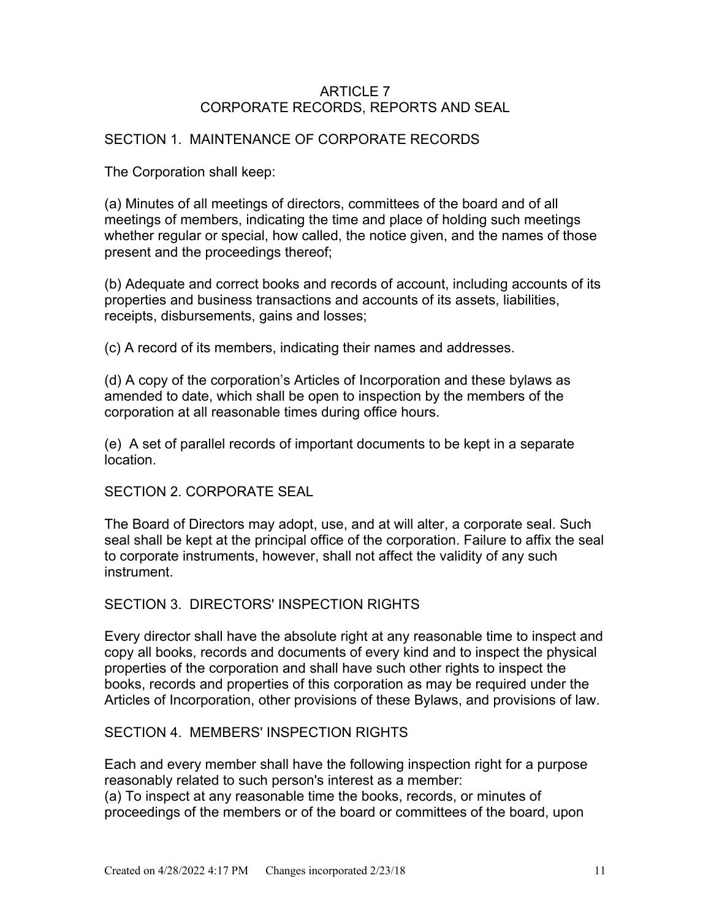# ARTICLE 7
# CORPORATE RECORDS, REPORTS AND SEAL

## SECTION 1. MAINTENANCE OF CORPORATE RECORDS

The Corporation shall keep:

(a) Minutes of all meetings of directors, committees of the board and of all meetings of members, indicating the time and place of holding such meetings whether regular or special, how called, the notice given, and the names of those present and the proceedings thereof;

(b) Adequate and correct books and records of account, including accounts of its properties and business transactions and accounts of its assets, liabilities, receipts, disbursements, gains and losses;

(c) A record of its members, indicating their names and addresses.

(d) A copy of the corporation's Articles of Incorporation and these bylaws as amended to date, which shall be open to inspection by the members of the corporation at all reasonable times during office hours.

(e) A set of parallel records of important documents to be kept in a separate location.

## SECTION 2. CORPORATE SEAL

The Board of Directors may adopt, use, and at will alter, a corporate seal. Such seal shall be kept at the principal office of the corporation. Failure to affix the seal to corporate instruments, however, shall not affect the validity of any such instrument.

## SECTION 3. DIRECTORS' INSPECTION RIGHTS

Every director shall have the absolute right at any reasonable time to inspect and copy all books, records and documents of every kind and to inspect the physical properties of the corporation and shall have such other rights to inspect the books, records and properties of this corporation as may be required under the Articles of Incorporation, other provisions of these Bylaws, and provisions of law.

## SECTION 4. MEMBERS' INSPECTION RIGHTS

Each and every member shall have the following inspection right for a purpose reasonably related to such person's interest as a member:
(a) To inspect at any reasonable time the books, records, or minutes of proceedings of the members or of the board or committees of the board, upon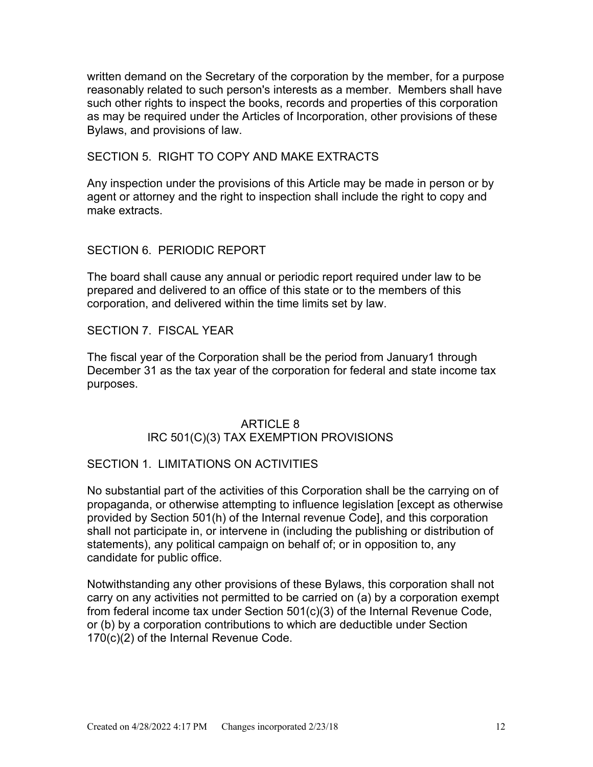written demand on the Secretary of the corporation by the member, for a purpose reasonably related to such person's interests as a member. Members shall have such other rights to inspect the books, records and properties of this corporation as may be required under the Articles of Incorporation, other provisions of these Bylaws, and provisions of law.

### SECTION 5. RIGHT TO COPY AND MAKE EXTRACTS

Any inspection under the provisions of this Article may be made in person or by agent or attorney and the right to inspection shall include the right to copy and make extracts.

### SECTION 6. PERIODIC REPORT

The board shall cause any annual or periodic report required under law to be prepared and delivered to an office of this state or to the members of this corporation, and delivered within the time limits set by law.

### SECTION 7. FISCAL YEAR

The fiscal year of the Corporation shall be the period from January1 through December 31 as the tax year of the corporation for federal and state income tax purposes.

## ARTICLE 8
## IRC 501(C)(3) TAX EXEMPTION PROVISIONS

### SECTION 1. LIMITATIONS ON ACTIVITIES

No substantial part of the activities of this Corporation shall be the carrying on of propaganda, or otherwise attempting to influence legislation [except as otherwise provided by Section 501(h) of the Internal revenue Code], and this corporation shall not participate in, or intervene in (including the publishing or distribution of statements), any political campaign on behalf of; or in opposition to, any candidate for public office.

Notwithstanding any other provisions of these Bylaws, this corporation shall not carry on any activities not permitted to be carried on (a) by a corporation exempt from federal income tax under Section 501(c)(3) of the Internal Revenue Code, or (b) by a corporation contributions to which are deductible under Section 170(c)(2) of the Internal Revenue Code.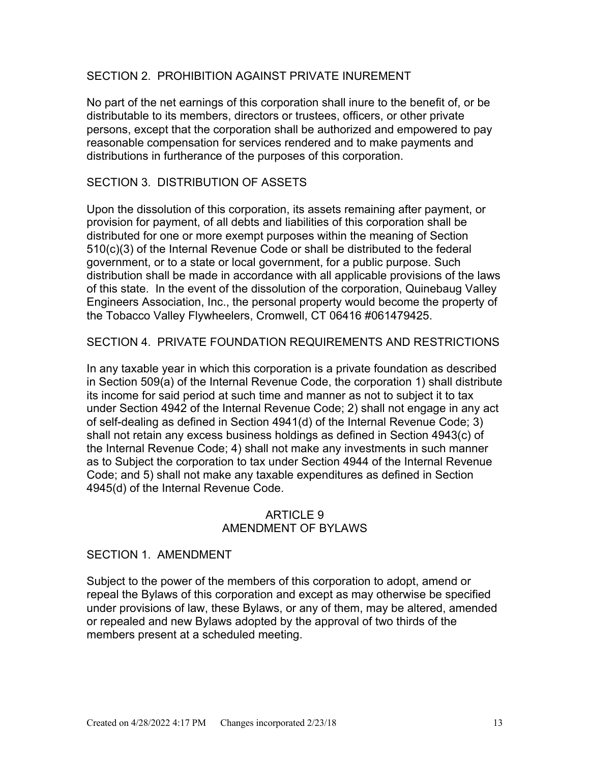### SECTION 2. PROHIBITION AGAINST PRIVATE INUREMENT

No part of the net earnings of this corporation shall inure to the benefit of, or be distributable to its members, directors or trustees, officers, or other private persons, except that the corporation shall be authorized and empowered to pay reasonable compensation for services rendered and to make payments and distributions in furtherance of the purposes of this corporation.

### SECTION 3. DISTRIBUTION OF ASSETS

Upon the dissolution of this corporation, its assets remaining after payment, or provision for payment, of all debts and liabilities of this corporation shall be distributed for one or more exempt purposes within the meaning of Section 510(c)(3) of the Internal Revenue Code or shall be distributed to the federal government, or to a state or local government, for a public purpose. Such distribution shall be made in accordance with all applicable provisions of the laws of this state. In the event of the dissolution of the corporation, Quinebaug Valley Engineers Association, Inc., the personal property would become the property of the Tobacco Valley Flywheelers, Cromwell, CT 06416 #061479425.

### SECTION 4. PRIVATE FOUNDATION REQUIREMENTS AND RESTRICTIONS

In any taxable year in which this corporation is a private foundation as described in Section 509(a) of the Internal Revenue Code, the corporation 1) shall distribute its income for said period at such time and manner as not to subject it to tax under Section 4942 of the Internal Revenue Code; 2) shall not engage in any act of self-dealing as defined in Section 4941(d) of the Internal Revenue Code; 3) shall not retain any excess business holdings as defined in Section 4943(c) of the Internal Revenue Code; 4) shall not make any investments in such manner as to Subject the corporation to tax under Section 4944 of the Internal Revenue Code; and 5) shall not make any taxable expenditures as defined in Section 4945(d) of the Internal Revenue Code.

## ARTICLE 9
## AMENDMENT OF BYLAWS

### SECTION 1. AMENDMENT

Subject to the power of the members of this corporation to adopt, amend or repeal the Bylaws of this corporation and except as may otherwise be specified under provisions of law, these Bylaws, or any of them, may be altered, amended or repealed and new Bylaws adopted by the approval of two thirds of the members present at a scheduled meeting.

Created on 4/28/2022 4:17 PM     Changes incorporated 2/23/18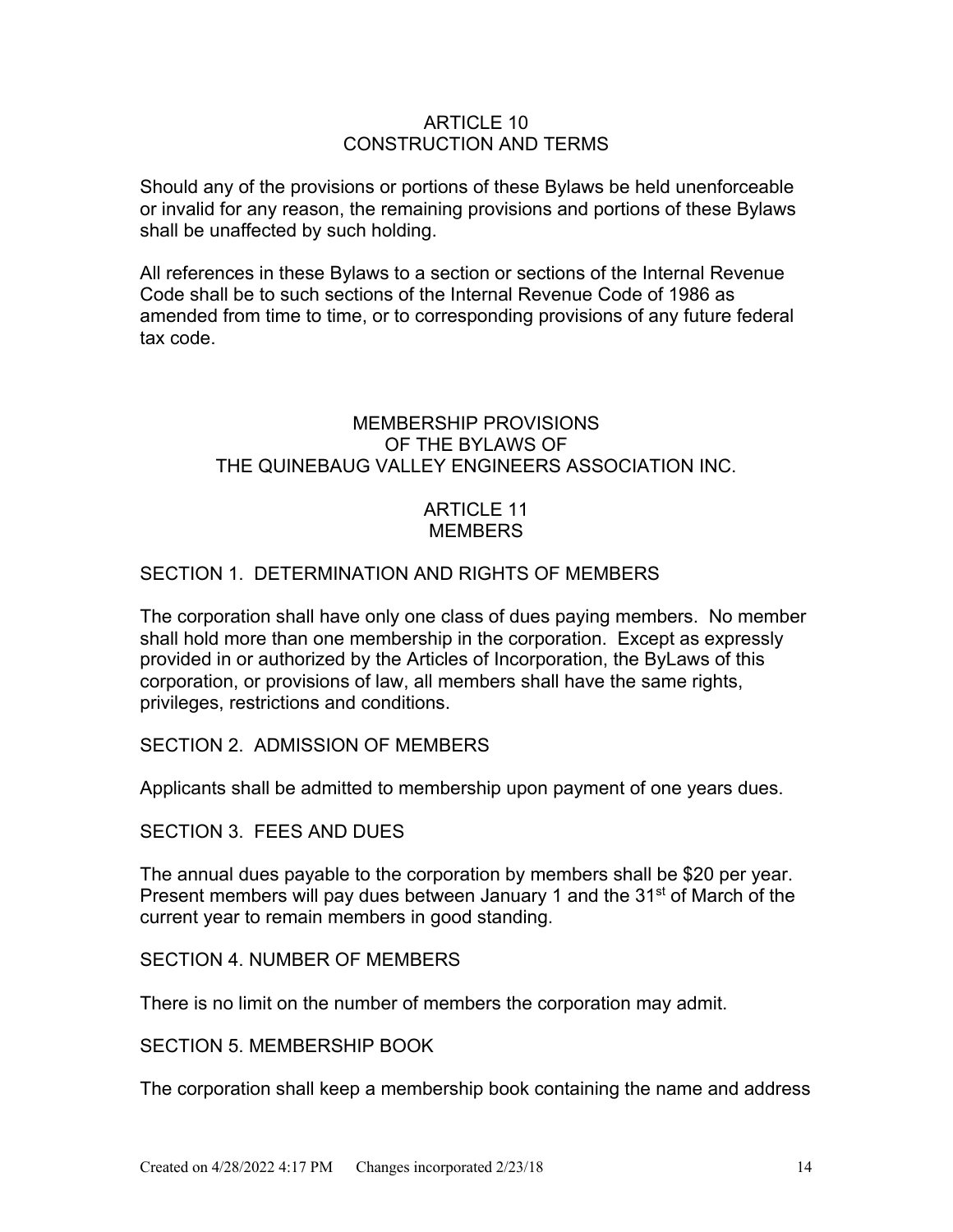## ARTICLE 10
## CONSTRUCTION AND TERMS

Should any of the provisions or portions of these Bylaws be held unenforceable or invalid for any reason, the remaining provisions and portions of these Bylaws shall be unaffected by such holding.

All references in these Bylaws to a section or sections of the Internal Revenue Code shall be to such sections of the Internal Revenue Code of 1986 as amended from time to time, or to corresponding provisions of any future federal tax code.

# MEMBERSHIP PROVISIONS OF THE BYLAWS OF THE QUINEBAUG VALLEY ENGINEERS ASSOCIATION INC.

## ARTICLE 11
## MEMBERS

### SECTION 1. DETERMINATION AND RIGHTS OF MEMBERS

The corporation shall have only one class of dues paying members. No member shall hold more than one membership in the corporation. Except as expressly provided in or authorized by the Articles of Incorporation, the ByLaws of this corporation, or provisions of law, all members shall have the same rights, privileges, restrictions and conditions.

### SECTION 2. ADMISSION OF MEMBERS

Applicants shall be admitted to membership upon payment of one years dues.

### SECTION 3. FEES AND DUES

The annual dues payable to the corporation by members shall be $20 per year. Present members will pay dues between January 1 and the 31st of March of the current year to remain members in good standing.

### SECTION 4. NUMBER OF MEMBERS

There is no limit on the number of members the corporation may admit.

### SECTION 5. MEMBERSHIP BOOK

The corporation shall keep a membership book containing the name and address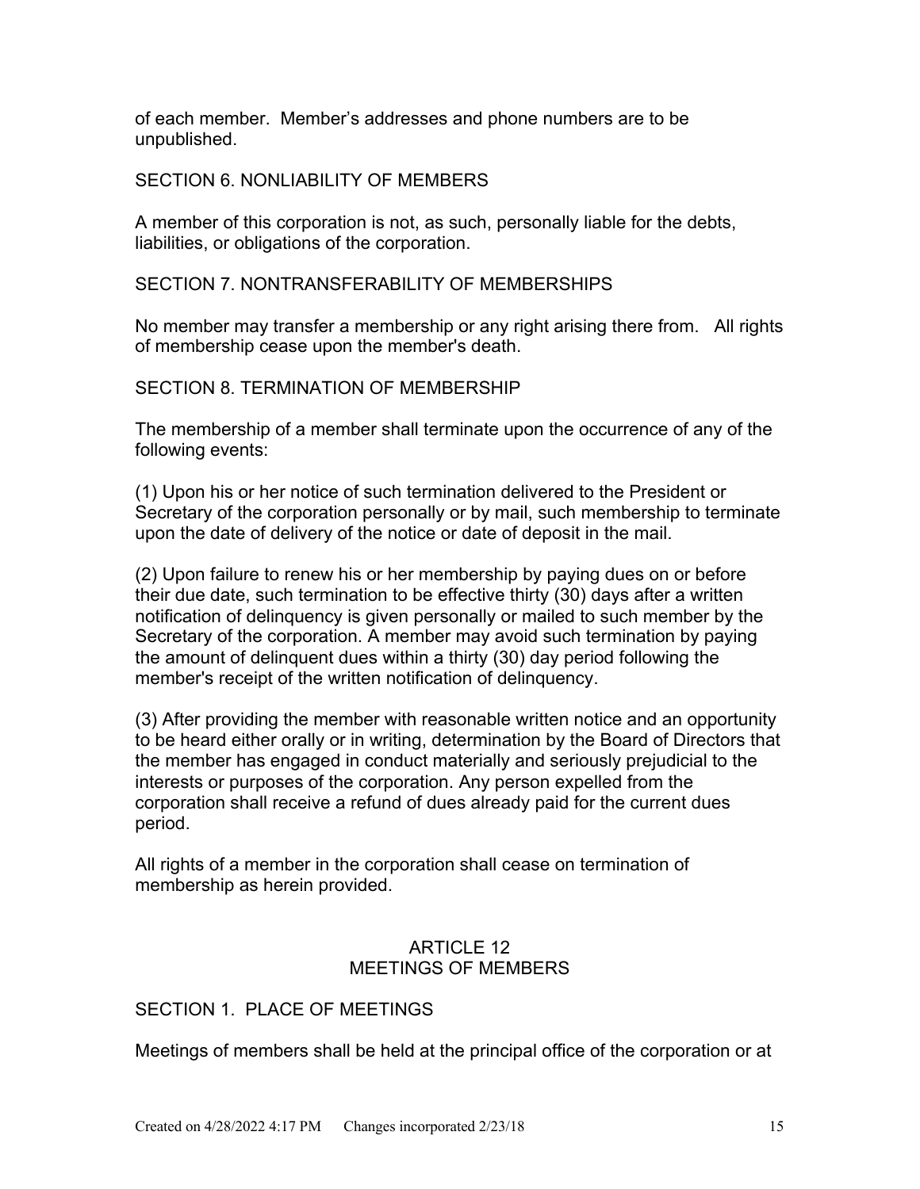of each member. Member's addresses and phone numbers are to be unpublished.

SECTION 6. NONLIABILITY OF MEMBERS

A member of this corporation is not, as such, personally liable for the debts, liabilities, or obligations of the corporation.

SECTION 7. NONTRANSFERABILITY OF MEMBERSHIPS

No member may transfer a membership or any right arising there from. All rights of membership cease upon the member's death.

SECTION 8. TERMINATION OF MEMBERSHIP

The membership of a member shall terminate upon the occurrence of any of the following events:

(1) Upon his or her notice of such termination delivered to the President or Secretary of the corporation personally or by mail, such membership to terminate upon the date of delivery of the notice or date of deposit in the mail.

(2) Upon failure to renew his or her membership by paying dues on or before their due date, such termination to be effective thirty (30) days after a written notification of delinquency is given personally or mailed to such member by the Secretary of the corporation. A member may avoid such termination by paying the amount of delinquent dues within a thirty (30) day period following the member's receipt of the written notification of delinquency.

(3) After providing the member with reasonable written notice and an opportunity to be heard either orally or in writing, determination by the Board of Directors that the member has engaged in conduct materially and seriously prejudicial to the interests or purposes of the corporation. Any person expelled from the corporation shall receive a refund of dues already paid for the current dues period.

All rights of a member in the corporation shall cease on termination of membership as herein provided.

## ARTICLE 12
## MEETINGS OF MEMBERS

SECTION 1. PLACE OF MEETINGS

Meetings of members shall be held at the principal office of the corporation or at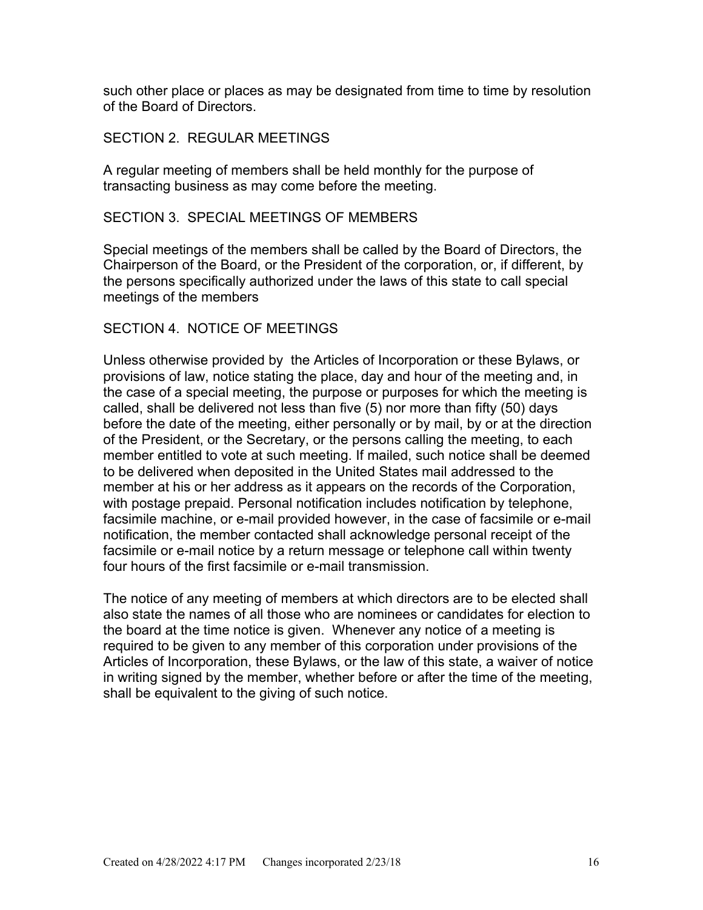such other place or places as may be designated from time to time by resolution of the Board of Directors.

## SECTION 2. REGULAR MEETINGS

A regular meeting of members shall be held monthly for the purpose of transacting business as may come before the meeting.

## SECTION 3. SPECIAL MEETINGS OF MEMBERS

Special meetings of the members shall be called by the Board of Directors, the Chairperson of the Board, or the President of the corporation, or, if different, by the persons specifically authorized under the laws of this state to call special meetings of the members

## SECTION 4. NOTICE OF MEETINGS

Unless otherwise provided by the Articles of Incorporation or these Bylaws, or provisions of law, notice stating the place, day and hour of the meeting and, in the case of a special meeting, the purpose or purposes for which the meeting is called, shall be delivered not less than five (5) nor more than fifty (50) days before the date of the meeting, either personally or by mail, by or at the direction of the President, or the Secretary, or the persons calling the meeting, to each member entitled to vote at such meeting. If mailed, such notice shall be deemed to be delivered when deposited in the United States mail addressed to the member at his or her address as it appears on the records of the Corporation, with postage prepaid. Personal notification includes notification by telephone, facsimile machine, or e-mail provided however, in the case of facsimile or e-mail notification, the member contacted shall acknowledge personal receipt of the facsimile or e-mail notice by a return message or telephone call within twenty four hours of the first facsimile or e-mail transmission.

The notice of any meeting of members at which directors are to be elected shall also state the names of all those who are nominees or candidates for election to the board at the time notice is given. Whenever any notice of a meeting is required to be given to any member of this corporation under provisions of the Articles of Incorporation, these Bylaws, or the law of this state, a waiver of notice in writing signed by the member, whether before or after the time of the meeting, shall be equivalent to the giving of such notice.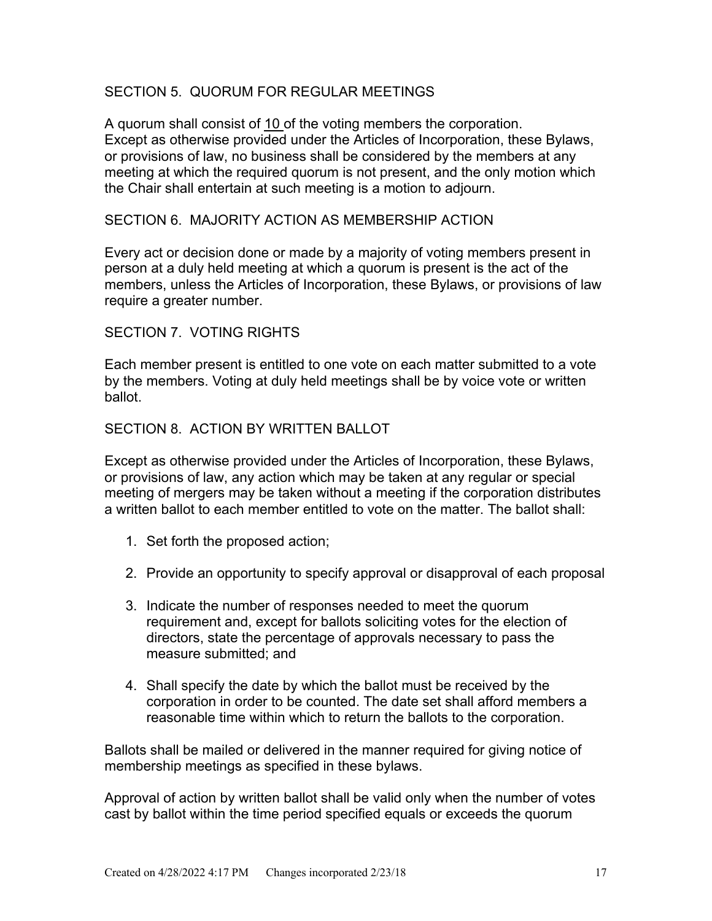## SECTION 5. QUORUM FOR REGULAR MEETINGS

A quorum shall consist of 10 of the voting members the corporation. Except as otherwise provided under the Articles of Incorporation, these Bylaws, or provisions of law, no business shall be considered by the members at any meeting at which the required quorum is not present, and the only motion which the Chair shall entertain at such meeting is a motion to adjourn.

## SECTION 6. MAJORITY ACTION AS MEMBERSHIP ACTION

Every act or decision done or made by a majority of voting members present in person at a duly held meeting at which a quorum is present is the act of the members, unless the Articles of Incorporation, these Bylaws, or provisions of law require a greater number.

## SECTION 7. VOTING RIGHTS

Each member present is entitled to one vote on each matter submitted to a vote by the members. Voting at duly held meetings shall be by voice vote or written ballot.

## SECTION 8. ACTION BY WRITTEN BALLOT

Except as otherwise provided under the Articles of Incorporation, these Bylaws, or provisions of law, any action which may be taken at any regular or special meeting of mergers may be taken without a meeting if the corporation distributes a written ballot to each member entitled to vote on the matter. The ballot shall:

1. Set forth the proposed action;
2. Provide an opportunity to specify approval or disapproval of each proposal
3. Indicate the number of responses needed to meet the quorum requirement and, except for ballots soliciting votes for the election of directors, state the percentage of approvals necessary to pass the measure submitted; and
4. Shall specify the date by which the ballot must be received by the corporation in order to be counted. The date set shall afford members a reasonable time within which to return the ballots to the corporation.

Ballots shall be mailed or delivered in the manner required for giving notice of membership meetings as specified in these bylaws.

Approval of action by written ballot shall be valid only when the number of votes cast by ballot within the time period specified equals or exceeds the quorum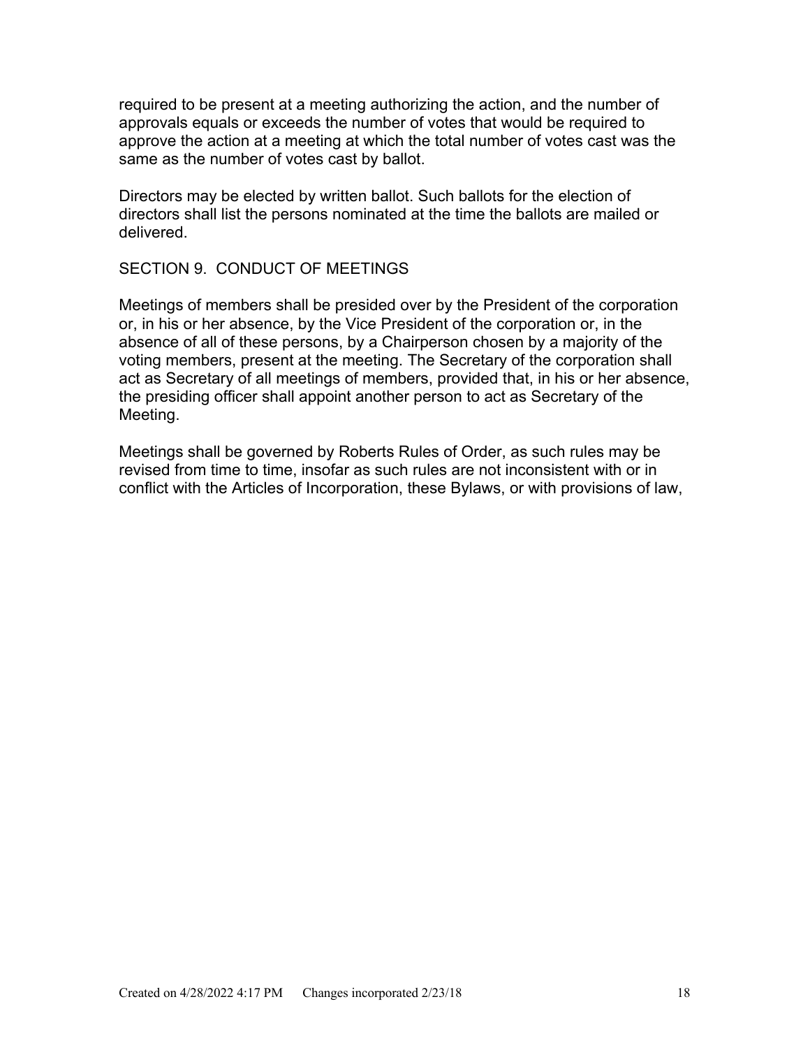required to be present at a meeting authorizing the action, and the number of approvals equals or exceeds the number of votes that would be required to approve the action at a meeting at which the total number of votes cast was the same as the number of votes cast by ballot.

Directors may be elected by written ballot. Such ballots for the election of directors shall list the persons nominated at the time the ballots are mailed or delivered.

## SECTION 9. CONDUCT OF MEETINGS

Meetings of members shall be presided over by the President of the corporation or, in his or her absence, by the Vice President of the corporation or, in the absence of all of these persons, by a Chairperson chosen by a majority of the voting members, present at the meeting. The Secretary of the corporation shall act as Secretary of all meetings of members, provided that, in his or her absence, the presiding officer shall appoint another person to act as Secretary of the Meeting.

Meetings shall be governed by Roberts Rules of Order, as such rules may be revised from time to time, insofar as such rules are not inconsistent with or in conflict with the Articles of Incorporation, these Bylaws, or with provisions of law,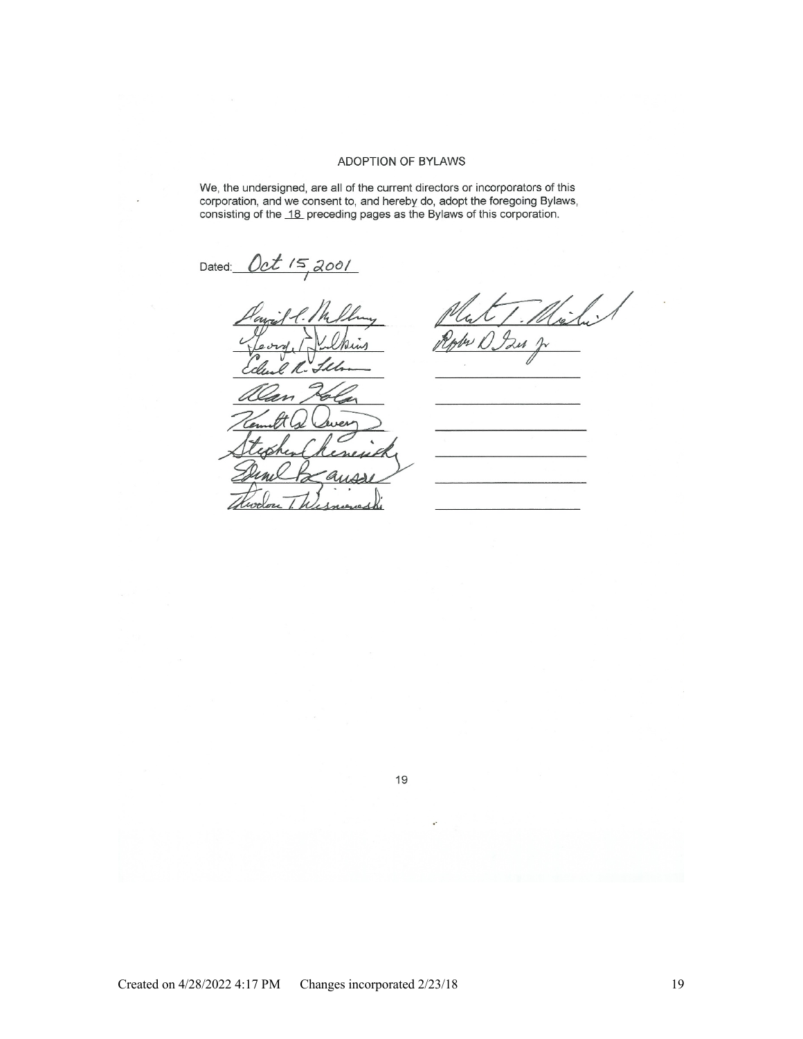## ADOPTION OF BYLAWS

We, the undersigned, are all of the current directors or incorporators of this corporation, and we consent to, and hereby do, adopt the foregoing Bylaws, consisting of the 18 preceding pages as the Bylaws of this corporation.

Dated: Oct 15, 2001

| | |
|---|---|
| David C. Mulloney | Mark T. Mischel |
| George T. Wilkins | Robert D. Iser Jr |
| Edward R. Seldon | |
| Alan Kolar | |
| Kenneth W. Avery | |
| Stephen Chenevich | |
| Daniel LaRousse | |
| Theodore T. Wisniewski | |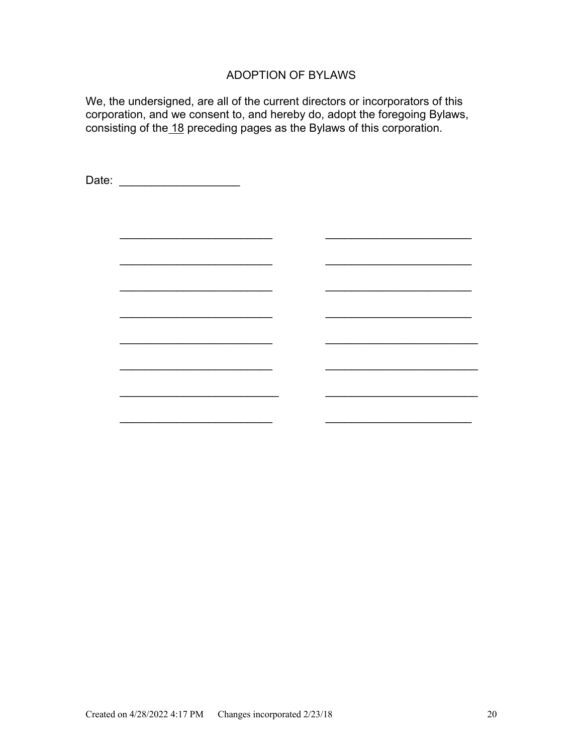## ADOPTION OF BYLAWS

We, the undersigned, are all of the current directors or incorporators of this corporation, and we consent to, and hereby do, adopt the foregoing Bylaws, consisting of the 18 preceding pages as the Bylaws of this corporation.

Date: ___________________

_________________________ _________________________

_________________________ _________________________

_________________________ _________________________

_________________________ _________________________

_________________________ _________________________

_________________________ _________________________

_________________________ _________________________

_________________________ _________________________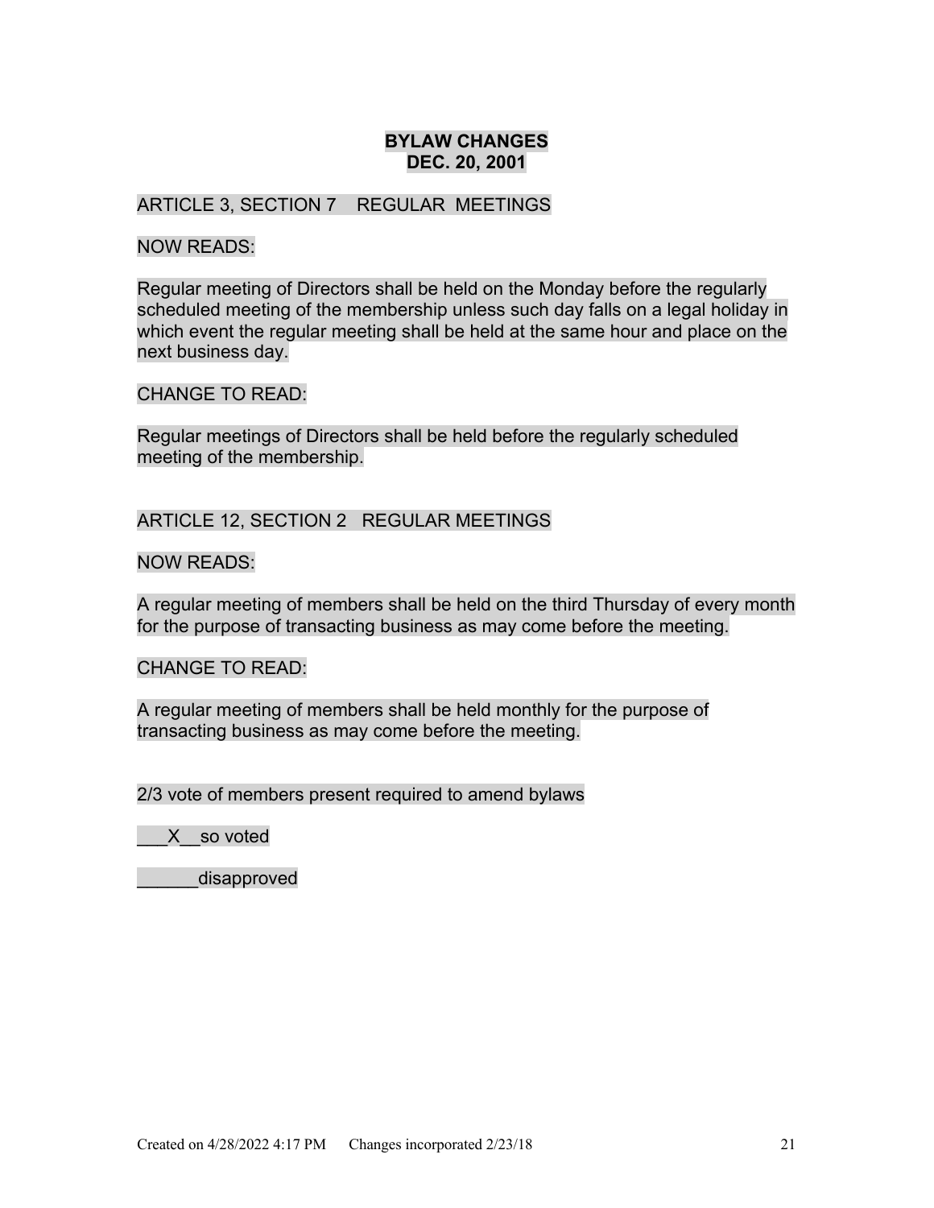**BYLAW CHANGES**
**DEC. 20, 2001**

ARTICLE 3, SECTION 7 REGULAR MEETINGS

NOW READS:

Regular meeting of Directors shall be held on the Monday before the regularly scheduled meeting of the membership unless such day falls on a legal holiday in which event the regular meeting shall be held at the same hour and place on the next business day.

CHANGE TO READ:

Regular meetings of Directors shall be held before the regularly scheduled meeting of the membership.

ARTICLE 12, SECTION 2 REGULAR MEETINGS

NOW READS:

A regular meeting of members shall be held on the third Thursday of every month for the purpose of transacting business as may come before the meeting.

CHANGE TO READ:

A regular meeting of members shall be held monthly for the purpose of transacting business as may come before the meeting.

2/3 vote of members present required to amend bylaws

___X__so voted

______disapproved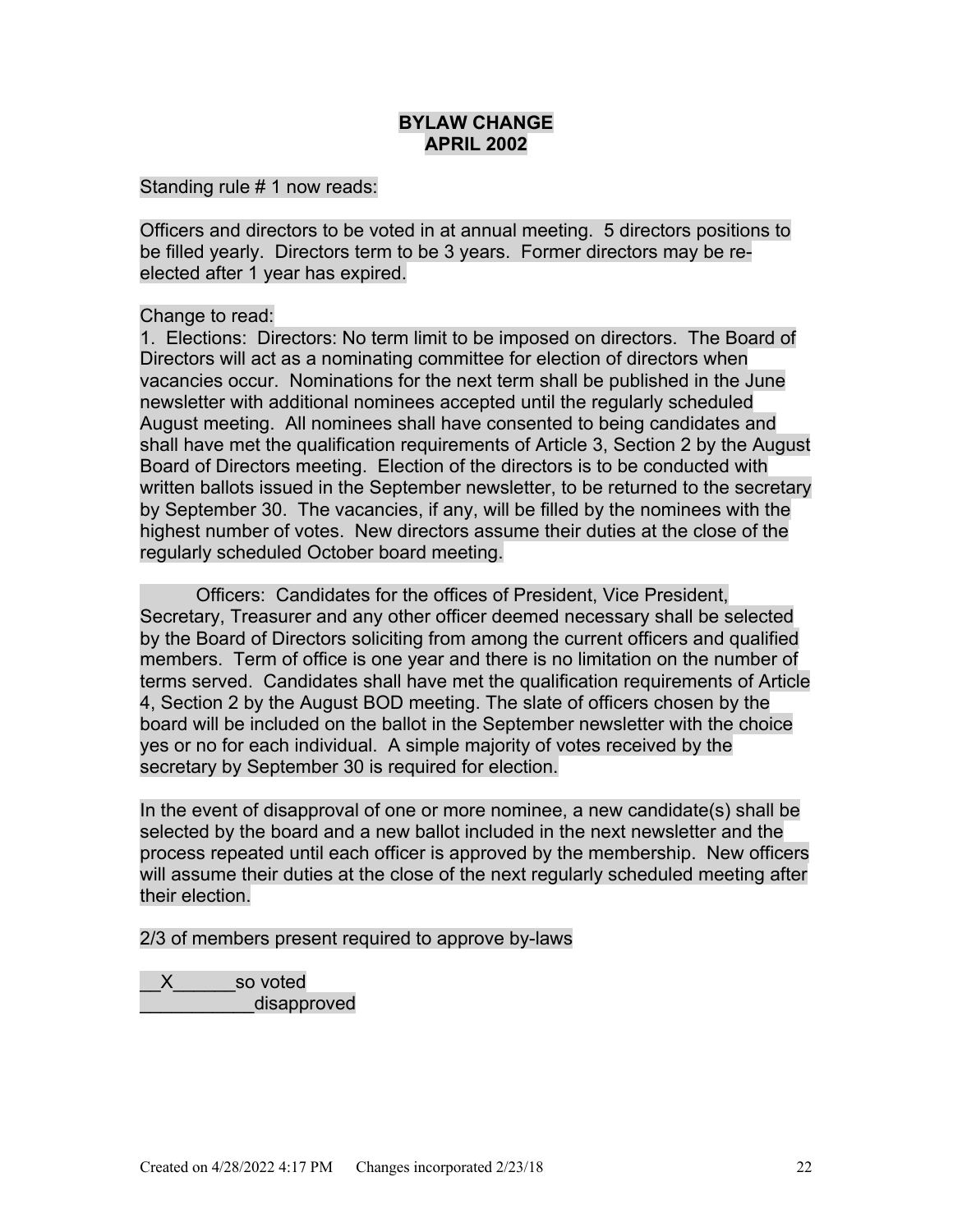**BYLAW CHANGE**
**APRIL 2002**

Standing rule # 1 now reads:

Officers and directors to be voted in at annual meeting. 5 directors positions to be filled yearly. Directors term to be 3 years. Former directors may be re-elected after 1 year has expired.

Change to read:
1. Elections: Directors: No term limit to be imposed on directors. The Board of Directors will act as a nominating committee for election of directors when vacancies occur. Nominations for the next term shall be published in the June newsletter with additional nominees accepted until the regularly scheduled August meeting. All nominees shall have consented to being candidates and shall have met the qualification requirements of Article 3, Section 2 by the August Board of Directors meeting. Election of the directors is to be conducted with written ballots issued in the September newsletter, to be returned to the secretary by September 30. The vacancies, if any, will be filled by the nominees with the highest number of votes. New directors assume their duties at the close of the regularly scheduled October board meeting.

Officers: Candidates for the offices of President, Vice President, Secretary, Treasurer and any other officer deemed necessary shall be selected by the Board of Directors soliciting from among the current officers and qualified members. Term of office is one year and there is no limitation on the number of terms served. Candidates shall have met the qualification requirements of Article 4, Section 2 by the August BOD meeting. The slate of officers chosen by the board will be included on the ballot in the September newsletter with the choice yes or no for each individual. A simple majority of votes received by the secretary by September 30 is required for election.

In the event of disapproval of one or more nominee, a new candidate(s) shall be selected by the board and a new ballot included in the next newsletter and the process repeated until each officer is approved by the membership. New officers will assume their duties at the close of the next regularly scheduled meeting after their election.

2/3 of members present required to approve by-laws

__X______so voted
___________disapproved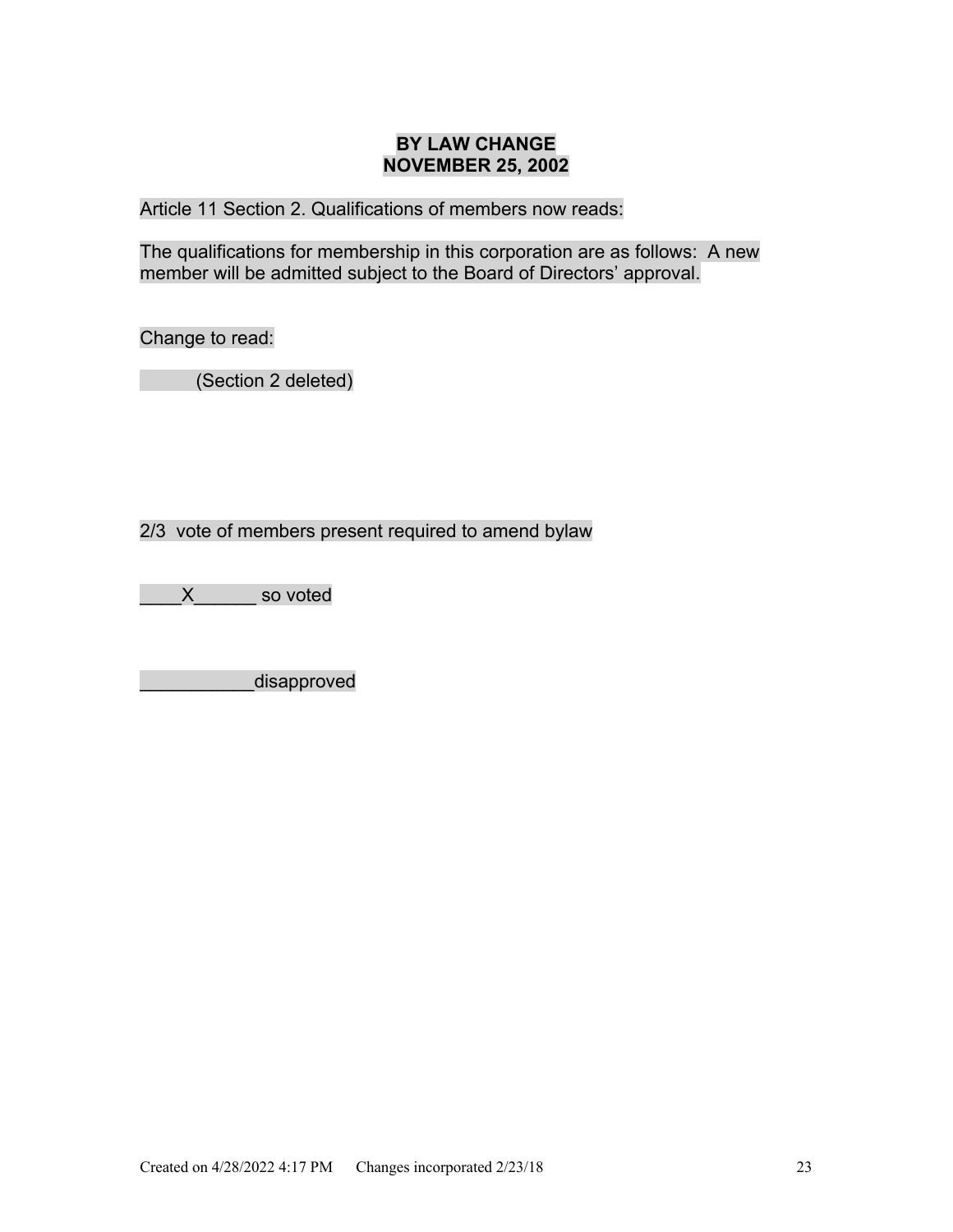**BY LAW CHANGE**
**NOVEMBER 25, 2002**

Article 11 Section 2. Qualifications of members now reads:

The qualifications for membership in this corporation are as follows:  A new member will be admitted subject to the Board of Directors' approval.

Change to read:

(Section 2 deleted)

2/3 vote of members present required to amend bylaw

____X______ so voted

___________disapproved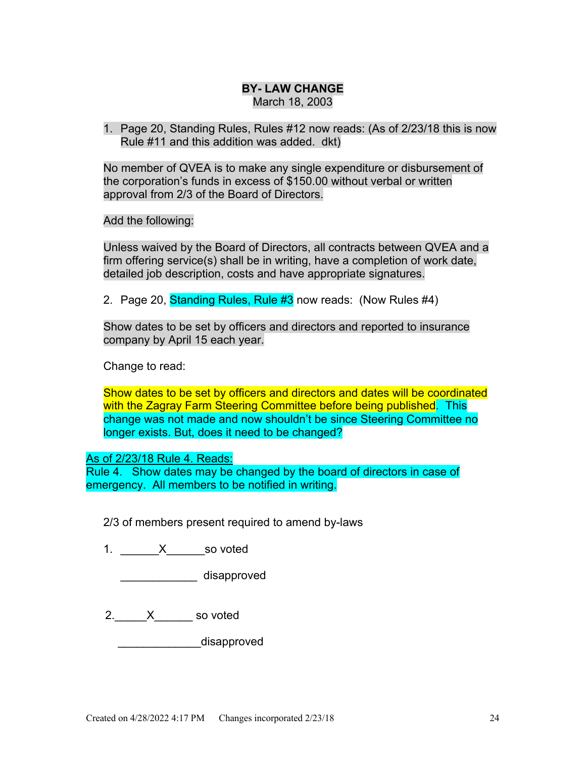**BY- LAW CHANGE**
March 18, 2003

1. Page 20, Standing Rules, Rules #12 now reads: (As of 2/23/18 this is now Rule #11 and this addition was added. dkt)

No member of QVEA is to make any single expenditure or disbursement of the corporation's funds in excess of $150.00 without verbal or written approval from 2/3 of the Board of Directors.

Add the following:

Unless waived by the Board of Directors, all contracts between QVEA and a firm offering service(s) shall be in writing, have a completion of work date, detailed job description, costs and have appropriate signatures.

2. Page 20, Standing Rules, Rule #3 now reads: (Now Rules #4)

Show dates to be set by officers and directors and reported to insurance company by April 15 each year.

Change to read:

Show dates to be set by officers and directors and dates will be coordinated with the Zagray Farm Steering Committee before being published. This change was not made and now shouldn't be since Steering Committee no longer exists. But, does it need to be changed?

As of 2/23/18 Rule 4. Reads:
Rule 4. Show dates may be changed by the board of directors in case of emergency. All members to be notified in writing.

2/3 of members present required to amend by-laws

1. \_\_\_\_\_\_X\_\_\_\_\_\_so voted

   \_\_\_\_\_\_\_\_\_\_\_\_ disapproved

2. \_\_\_\_\_X\_\_\_\_\_\_ so voted

   \_\_\_\_\_\_\_\_\_\_\_\_\_disapproved

Created on 4/28/2022 4:17 PM Changes incorporated 2/23/18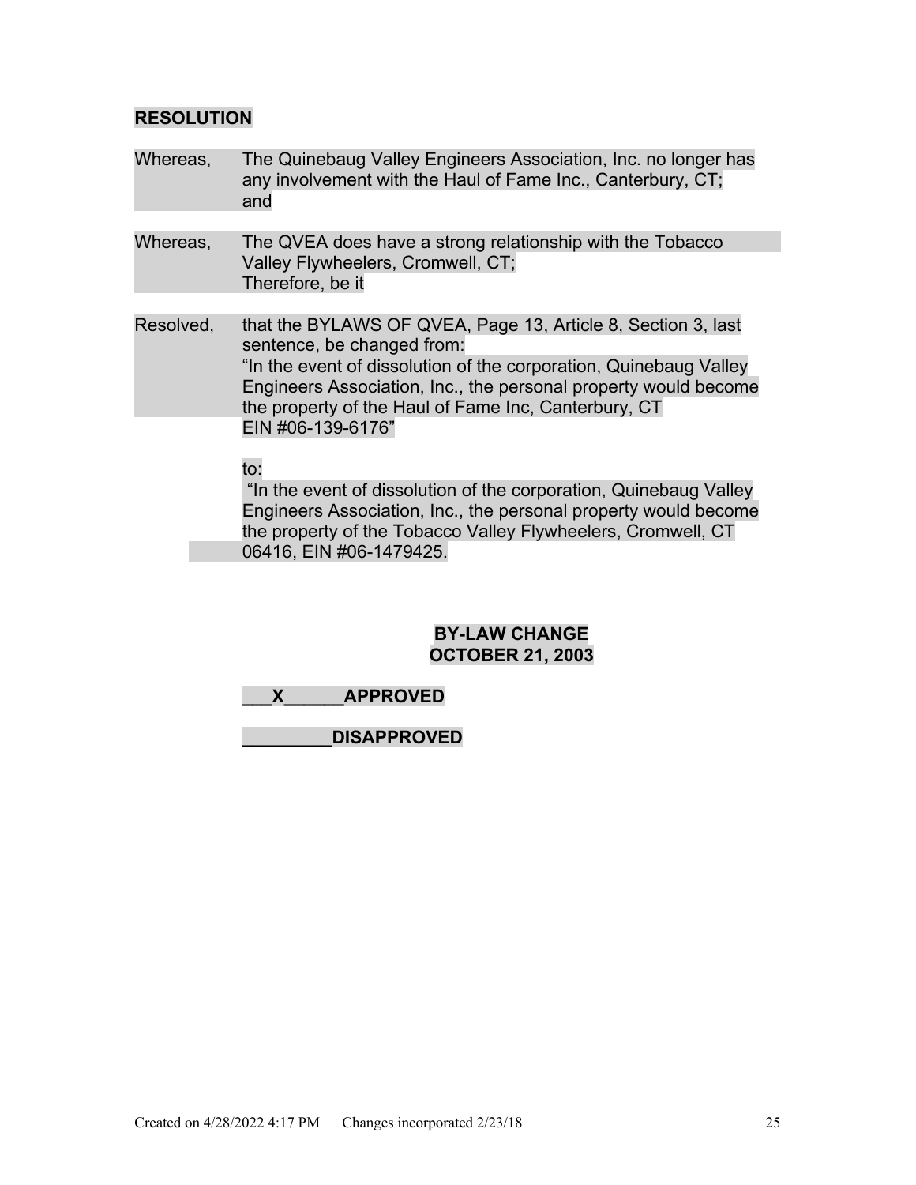**RESOLUTION**

Whereas, The Quinebaug Valley Engineers Association, Inc. no longer has any involvement with the Haul of Fame Inc., Canterbury, CT; and

Whereas, The QVEA does have a strong relationship with the Tobacco Valley Flywheelers, Cromwell, CT;
Therefore, be it

Resolved, that the BYLAWS OF QVEA, Page 13, Article 8, Section 3, last sentence, be changed from:
"In the event of dissolution of the corporation, Quinebaug Valley Engineers Association, Inc., the personal property would become the property of the Haul of Fame Inc, Canterbury, CT EIN #06-139-6176"

to:
"In the event of dissolution of the corporation, Quinebaug Valley Engineers Association, Inc., the personal property would become the property of the Tobacco Valley Flywheelers, Cromwell, CT 06416, EIN #06-1479425.

**BY-LAW CHANGE**
**OCTOBER 21, 2003**

**\_\_\_X\_\_\_\_\_\_APPROVED**

**\_\_\_\_\_\_\_\_\_DISAPPROVED**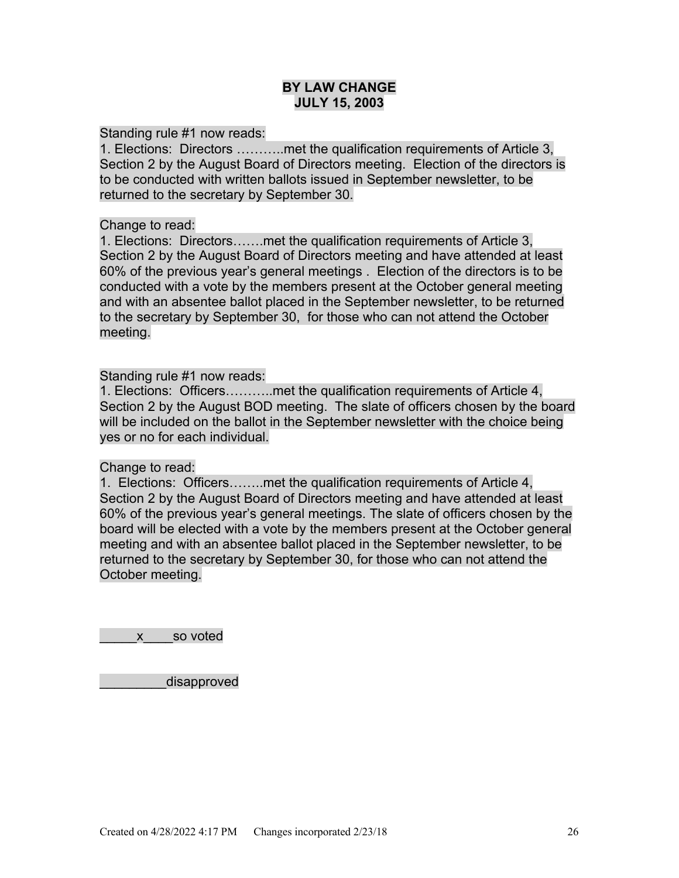**BY LAW CHANGE**
**JULY 15, 2003**

Standing rule #1 now reads:
1. Elections: Directors ………..met the qualification requirements of Article 3, Section 2 by the August Board of Directors meeting. Election of the directors is to be conducted with written ballots issued in September newsletter, to be returned to the secretary by September 30.

Change to read:
1. Elections: Directors…….met the qualification requirements of Article 3, Section 2 by the August Board of Directors meeting and have attended at least 60% of the previous year's general meetings . Election of the directors is to be conducted with a vote by the members present at the October general meeting and with an absentee ballot placed in the September newsletter, to be returned to the secretary by September 30, for those who can not attend the October meeting.

Standing rule #1 now reads:
1. Elections: Officers………..met the qualification requirements of Article 4, Section 2 by the August BOD meeting. The slate of officers chosen by the board will be included on the ballot in the September newsletter with the choice being yes or no for each individual.

Change to read:
1. Elections: Officers……..met the qualification requirements of Article 4, Section 2 by the August Board of Directors meeting and have attended at least 60% of the previous year's general meetings. The slate of officers chosen by the board will be elected with a vote by the members present at the October general meeting and with an absentee ballot placed in the September newsletter, to be returned to the secretary by September 30, for those who can not attend the October meeting.

_____x____so voted

_________disapproved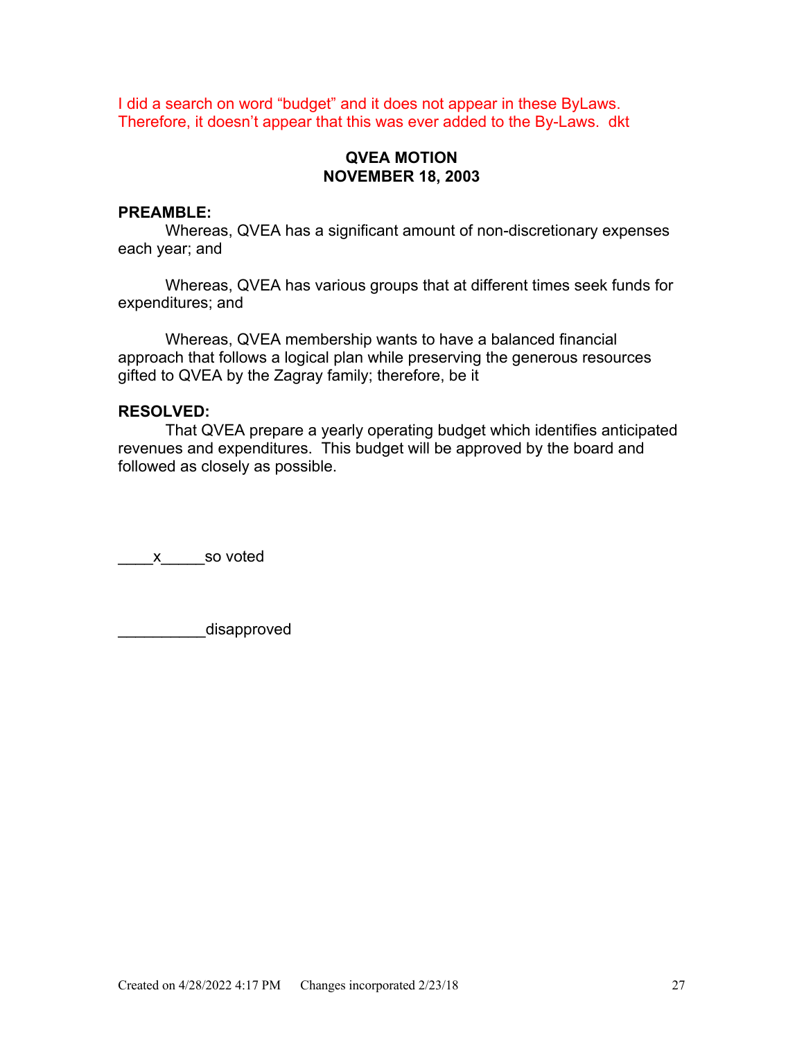I did a search on word “budget” and it does not appear in these ByLaws. Therefore, it doesn’t appear that this was ever added to the By-Laws. dkt

**QVEA MOTION**
**NOVEMBER 18, 2003**

**PREAMBLE:**

Whereas, QVEA has a significant amount of non-discretionary expenses each year; and

Whereas, QVEA has various groups that at different times seek funds for expenditures; and

Whereas, QVEA membership wants to have a balanced financial approach that follows a logical plan while preserving the generous resources gifted to QVEA by the Zagray family; therefore, be it

**RESOLVED:**

That QVEA prepare a yearly operating budget which identifies anticipated revenues and expenditures. This budget will be approved by the board and followed as closely as possible.

____x_____so voted

__________disapproved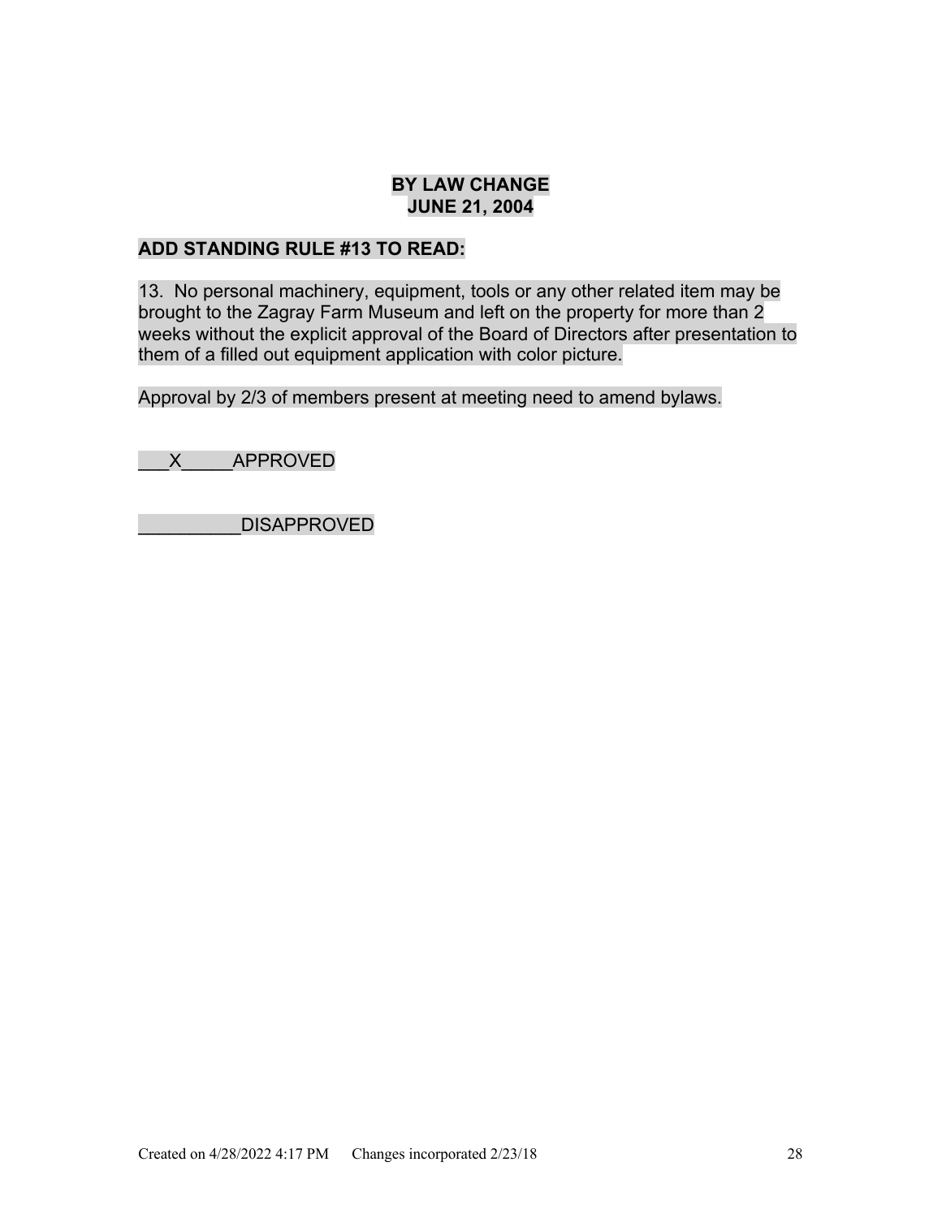**BY LAW CHANGE**
**JUNE 21, 2004**

**ADD STANDING RULE #13 TO READ:**

13. No personal machinery, equipment, tools or any other related item may be brought to the Zagray Farm Museum and left on the property for more than 2 weeks without the explicit approval of the Board of Directors after presentation to them of a filled out equipment application with color picture.

Approval by 2/3 of members present at meeting need to amend bylaws.

___X_____APPROVED

__________DISAPPROVED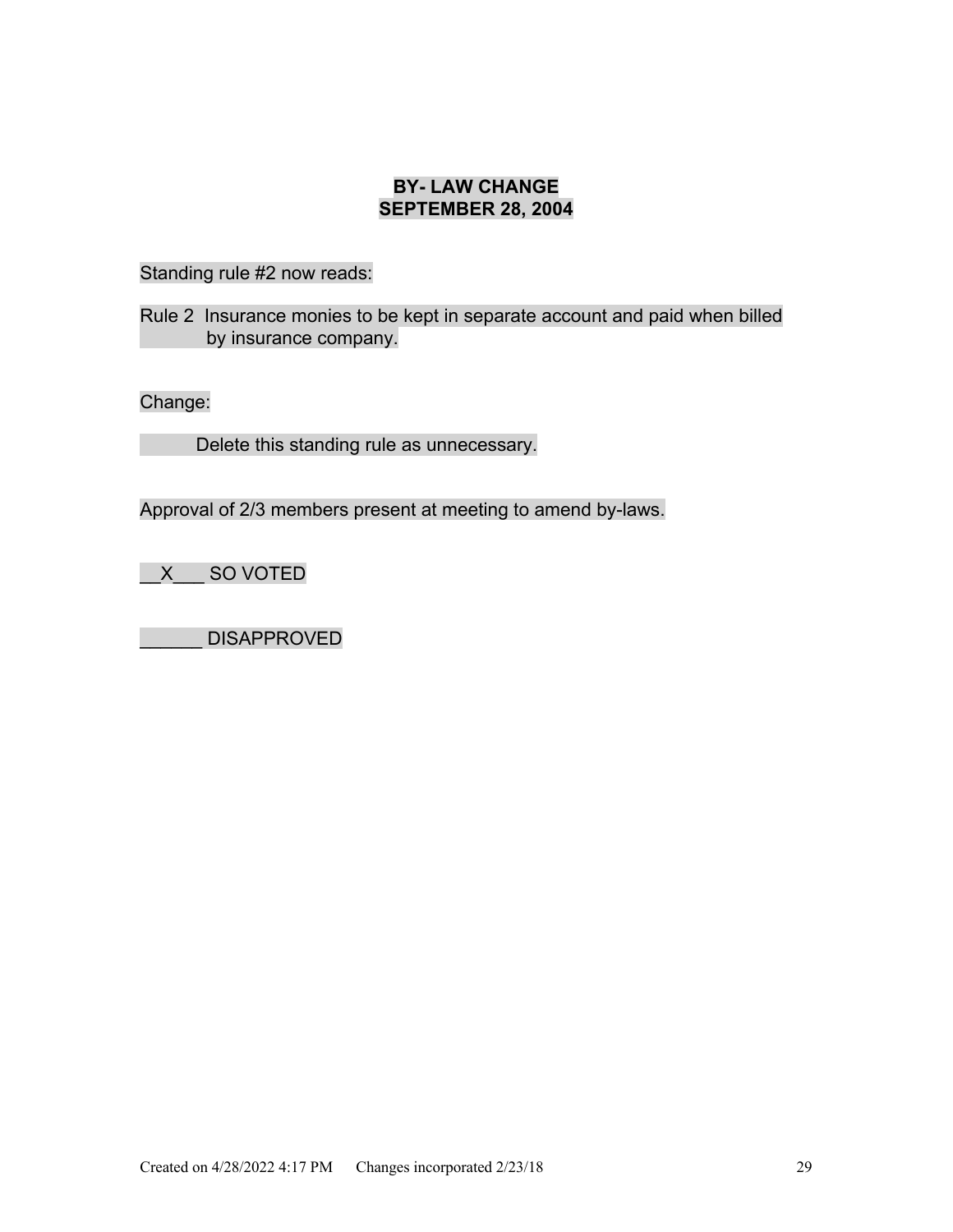**BY- LAW CHANGE**
**SEPTEMBER 28, 2004**

Standing rule #2 now reads:

Rule 2  Insurance monies to be kept in separate account and paid when billed by insurance company.

Change:

Delete this standing rule as unnecessary.

Approval of 2/3 members present at meeting to amend by-laws.

__X___ SO VOTED

______ DISAPPROVED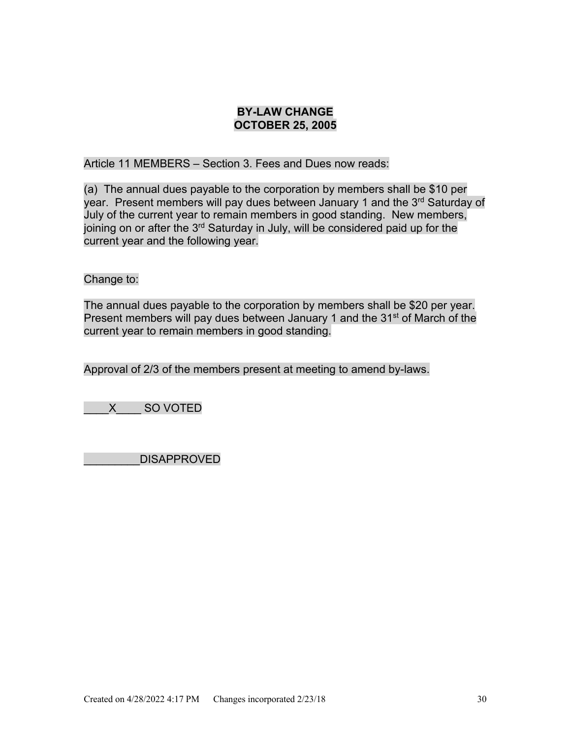**BY-LAW CHANGE**
**OCTOBER 25, 2005**

Article 11 MEMBERS – Section 3. Fees and Dues now reads:

(a) The annual dues payable to the corporation by members shall be $10 per year. Present members will pay dues between January 1 and the 3rd Saturday of July of the current year to remain members in good standing. New members, joining on or after the 3rd Saturday in July, will be considered paid up for the current year and the following year.

Change to:

The annual dues payable to the corporation by members shall be $20 per year. Present members will pay dues between January 1 and the 31st of March of the current year to remain members in good standing.

Approval of 2/3 of the members present at meeting to amend by-laws.

\_\_\_\_X\_\_\_\_ SO VOTED

\_\_\_\_\_\_\_\_\_DISAPPROVED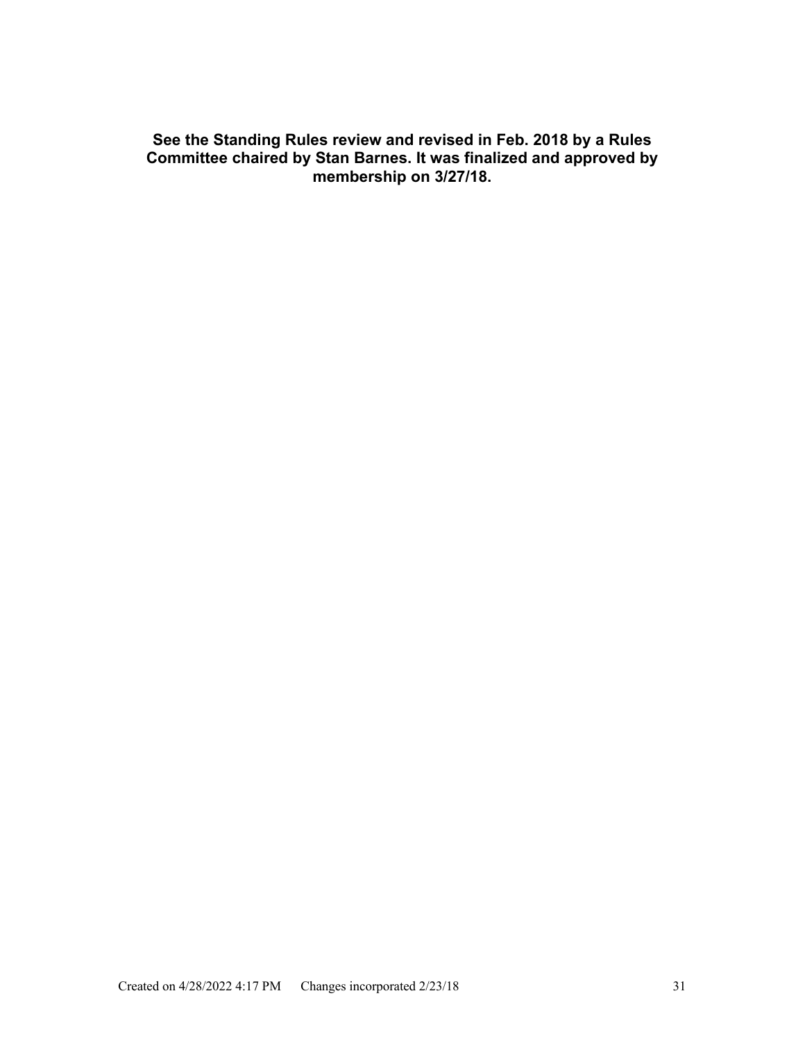**See the Standing Rules review and revised in Feb. 2018 by a Rules Committee chaired by Stan Barnes. It was finalized and approved by membership on 3/27/18.**